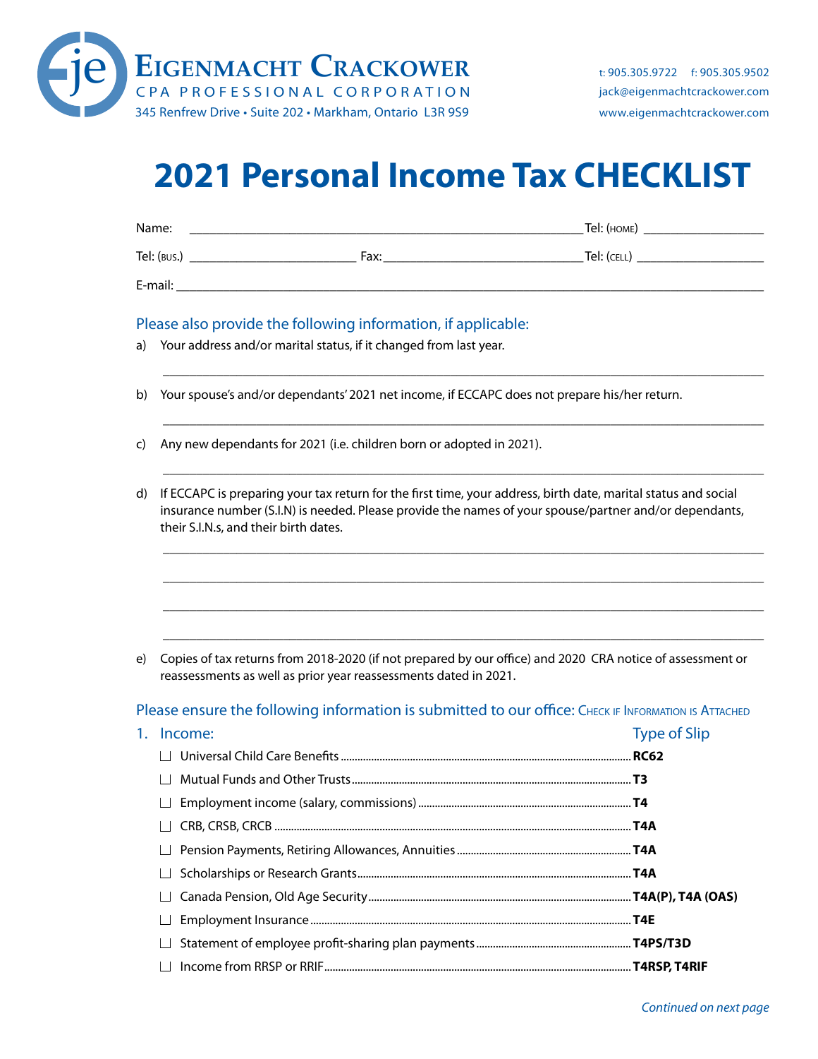# Eigenmacht Crackower

CPA PROFESSIONAL CORPORATION

345 Renfrew Drive • Suite 202 • Markham, Ontario L3R 9S9

t: 905.305.9722 f: 905.305.9502
jack@eigenmachtcrackower.com
www.eigenmachtcrackower.com

# 2021 Personal Income Tax CHECKLIST

Name: ______________________________ Tel: (HOME) ______________

Tel: (BUS.) ______________ Fax: ______________ Tel: (CELL) ______________

E-mail: ______________________________________________

## Please also provide the following information, if applicable:

a) Your address and/or marital status, if it changed from last year.

______________________________________________

b) Your spouse's and/or dependants' 2021 net income, if ECCAPC does not prepare his/her return.

______________________________________________

c) Any new dependants for 2021 (i.e. children born or adopted in 2021).

______________________________________________

d) If ECCAPC is preparing your tax return for the first time, your address, birth date, marital status and social insurance number (S.I.N) is needed. Please provide the names of your spouse/partner and/or dependants, their S.I.N.s, and their birth dates.

______________________________________________

______________________________________________

______________________________________________

______________________________________________

e) Copies of tax returns from 2018-2020 (if not prepared by our office) and 2020 CRA notice of assessment or reassessments as well as prior year reassessments dated in 2021.

## Please ensure the following information is submitted to our office: Check if Information is Attached

### 1. Income:

| | Type of Slip |
|---|---|
| ☐ Universal Child Care Benefits | **RC62** |
| ☐ Mutual Funds and Other Trusts | **T3** |
| ☐ Employment income (salary, commissions) | **T4** |
| ☐ CRB, CRSB, CRCB | **T4A** |
| ☐ Pension Payments, Retiring Allowances, Annuities | **T4A** |
| ☐ Scholarships or Research Grants | **T4A** |
| ☐ Canada Pension, Old Age Security | **T4A(P), T4A (OAS)** |
| ☐ Employment Insurance | **T4E** |
| ☐ Statement of employee profit-sharing plan payments | **T4PS/T3D** |
| ☐ Income from RRSP or RRIF | **T4RSP, T4RIF** |

*Continued on next page*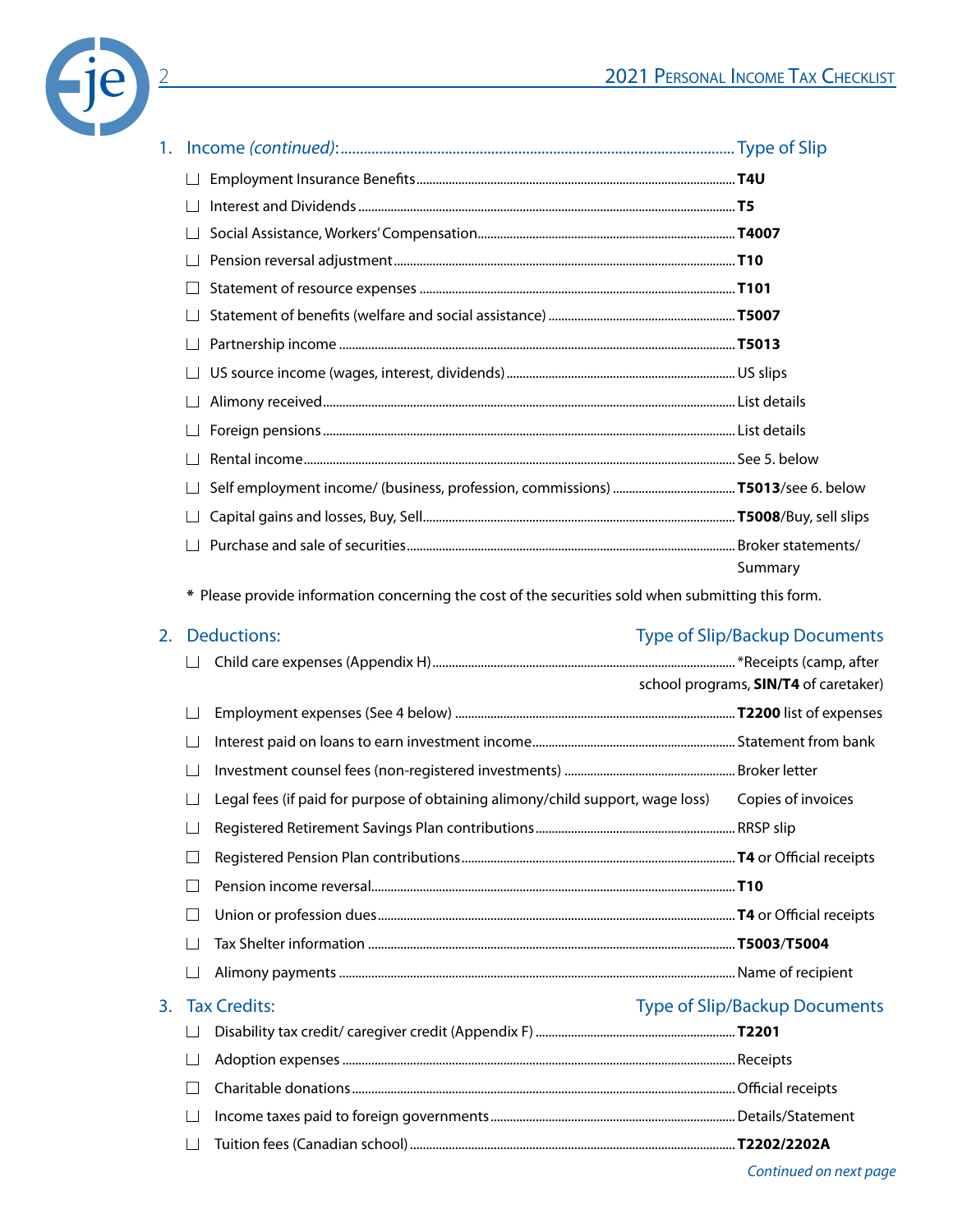## 1. Income *(continued)*:

| Item | Type of Slip |
|---|---|
| ☐ Employment Insurance Benefits | **T4U** |
| ☐ Interest and Dividends | **T5** |
| ☐ Social Assistance, Workers' Compensation | **T4007** |
| ☐ Pension reversal adjustment | **T10** |
| ☐ Statement of resource expenses | **T101** |
| ☐ Statement of benefits (welfare and social assistance) | **T5007** |
| ☐ Partnership income | **T5013** |
| ☐ US source income (wages, interest, dividends) | US slips |
| ☐ Alimony received | List details |
| ☐ Foreign pensions | List details |
| ☐ Rental income | See 5. below |
| ☐ Self employment income/ (business, profession, commissions) | **T5013**/see 6. below |
| ☐ Capital gains and losses, Buy, Sell | **T5008**/Buy, sell slips |
| ☐ Purchase and sale of securities | Broker statements/ Summary |

\* Please provide information concerning the cost of the securities sold when submitting this form.

## 2. Deductions:

| Item | Type of Slip/Backup Documents |
|---|---|
| ☐ Child care expenses (Appendix H) | *Receipts (camp, after school programs, **SIN/T4** of caretaker) |
| ☐ Employment expenses (See 4 below) | **T2200** list of expenses |
| ☐ Interest paid on loans to earn investment income | Statement from bank |
| ☐ Investment counsel fees (non-registered investments) | Broker letter |
| ☐ Legal fees (if paid for purpose of obtaining alimony/child support, wage loss) | Copies of invoices |
| ☐ Registered Retirement Savings Plan contributions | RRSP slip |
| ☐ Registered Pension Plan contributions | **T4** or Official receipts |
| ☐ Pension income reversal | **T10** |
| ☐ Union or profession dues | **T4** or Official receipts |
| ☐ Tax Shelter information | **T5003/T5004** |
| ☐ Alimony payments | Name of recipient |

## 3. Tax Credits:

| Item | Type of Slip/Backup Documents |
|---|---|
| ☐ Disability tax credit/ caregiver credit (Appendix F) | **T2201** |
| ☐ Adoption expenses | Receipts |
| ☐ Charitable donations | Official receipts |
| ☐ Income taxes paid to foreign governments | Details/Statement |
| ☐ Tuition fees (Canadian school) | **T2202/2202A** |

*Continued on next page*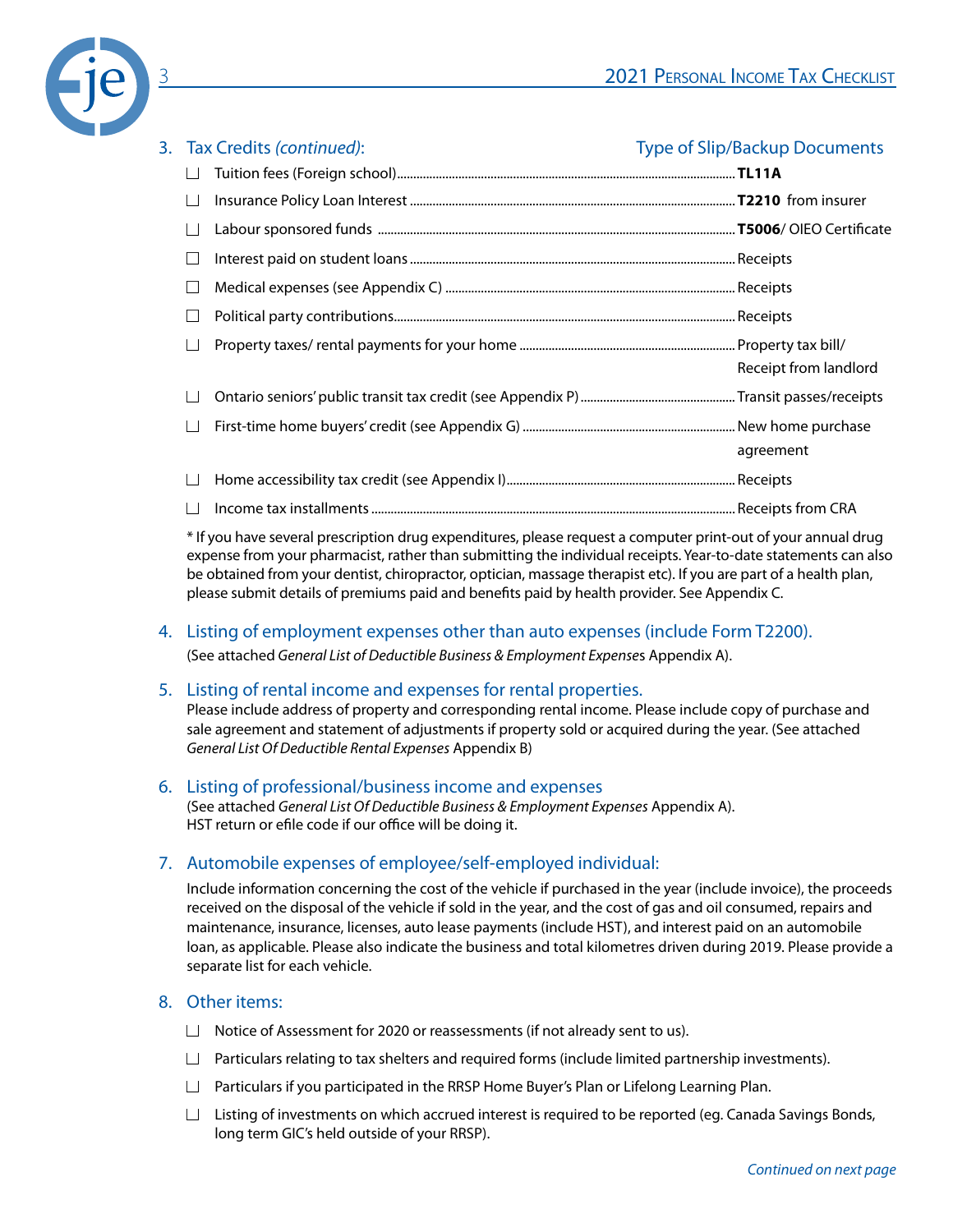## 3. Tax Credits *(continued)*:

| Item | Type of Slip/Backup Documents |
|---|---|
| ☐ Tuition fees (Foreign school) | **TL11A** |
| ☐ Insurance Policy Loan Interest | **T2210** from insurer |
| ☐ Labour sponsored funds | **T5006**/ OIEO Certificate |
| ☐ Interest paid on student loans | Receipts |
| ☐ Medical expenses (see Appendix C) | Receipts |
| ☐ Political party contributions | Receipts |
| ☐ Property taxes/ rental payments for your home | Property tax bill/ Receipt from landlord |
| ☐ Ontario seniors' public transit tax credit (see Appendix P) | Transit passes/receipts |
| ☐ First-time home buyers' credit (see Appendix G) | New home purchase agreement |
| ☐ Home accessibility tax credit (see Appendix I) | Receipts |
| ☐ Income tax installments | Receipts from CRA |

* If you have several prescription drug expenditures, please request a computer print-out of your annual drug expense from your pharmacist, rather than submitting the individual receipts. Year-to-date statements can also be obtained from your dentist, chiropractor, optician, massage therapist etc). If you are part of a health plan, please submit details of premiums paid and benefits paid by health provider. See Appendix C.

## 4. Listing of employment expenses other than auto expenses (include Form T2200).

(See attached *General List of Deductible Business & Employment Expense*s Appendix A).

## 5. Listing of rental income and expenses for rental properties.

Please include address of property and corresponding rental income. Please include copy of purchase and sale agreement and statement of adjustments if property sold or acquired during the year. (See attached *General List Of Deductible Rental Expenses* Appendix B)

## 6. Listing of professional/business income and expenses

(See attached *General List Of Deductible Business & Employment Expenses* Appendix A).
HST return or efile code if our office will be doing it.

## 7. Automobile expenses of employee/self-employed individual:

Include information concerning the cost of the vehicle if purchased in the year (include invoice), the proceeds received on the disposal of the vehicle if sold in the year, and the cost of gas and oil consumed, repairs and maintenance, insurance, licenses, auto lease payments (include HST), and interest paid on an automobile loan, as applicable. Please also indicate the business and total kilometres driven during 2019. Please provide a separate list for each vehicle.

## 8. Other items:

- ☐ Notice of Assessment for 2020 or reassessments (if not already sent to us).
- ☐ Particulars relating to tax shelters and required forms (include limited partnership investments).
- ☐ Particulars if you participated in the RRSP Home Buyer's Plan or Lifelong Learning Plan.
- ☐ Listing of investments on which accrued interest is required to be reported (eg. Canada Savings Bonds, long term GIC's held outside of your RRSP).

*Continued on next page*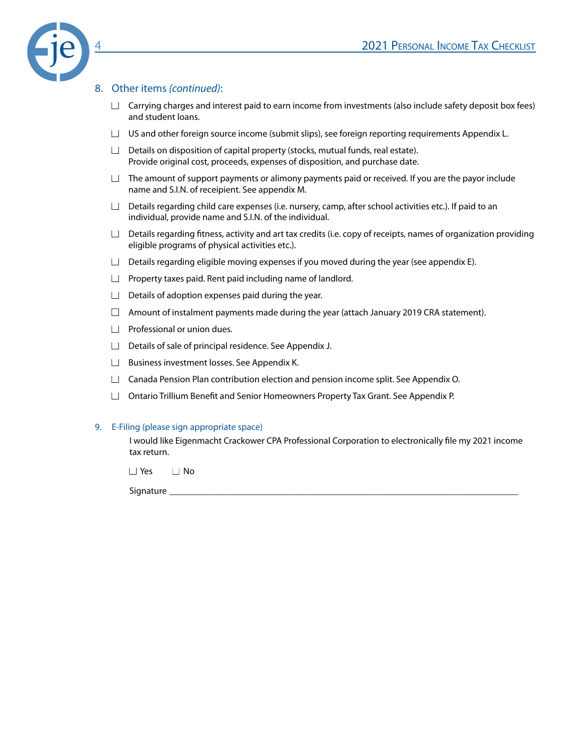## 8. Other items *(continued)*:

- ☐ Carrying charges and interest paid to earn income from investments (also include safety deposit box fees) and student loans.
- ☐ US and other foreign source income (submit slips), see foreign reporting requirements Appendix L.
- ☐ Details on disposition of capital property (stocks, mutual funds, real estate). Provide original cost, proceeds, expenses of disposition, and purchase date.
- ☐ The amount of support payments or alimony payments paid or received. If you are the payor include name and S.I.N. of receipient. See appendix M.
- ☐ Details regarding child care expenses (i.e. nursery, camp, after school activities etc.). If paid to an individual, provide name and S.I.N. of the individual.
- ☐ Details regarding fitness, activity and art tax credits (i.e. copy of receipts, names of organization providing eligible programs of physical activities etc.).
- ☐ Details regarding eligible moving expenses if you moved during the year (see appendix E).
- ☐ Property taxes paid. Rent paid including name of landlord.
- ☐ Details of adoption expenses paid during the year.
- ☐ Amount of instalment payments made during the year (attach January 2019 CRA statement).
- ☐ Professional or union dues.
- ☐ Details of sale of principal residence. See Appendix J.
- ☐ Business investment losses. See Appendix K.
- ☐ Canada Pension Plan contribution election and pension income split. See Appendix O.
- ☐ Ontario Trillium Benefit and Senior Homeowners Property Tax Grant. See Appendix P.

## 9. E-Filing (please sign appropriate space)

I would like Eigenmacht Crackower CPA Professional Corporation to electronically file my 2021 income tax return.

☐ Yes ☐ No

Signature ______________________________________________________________________________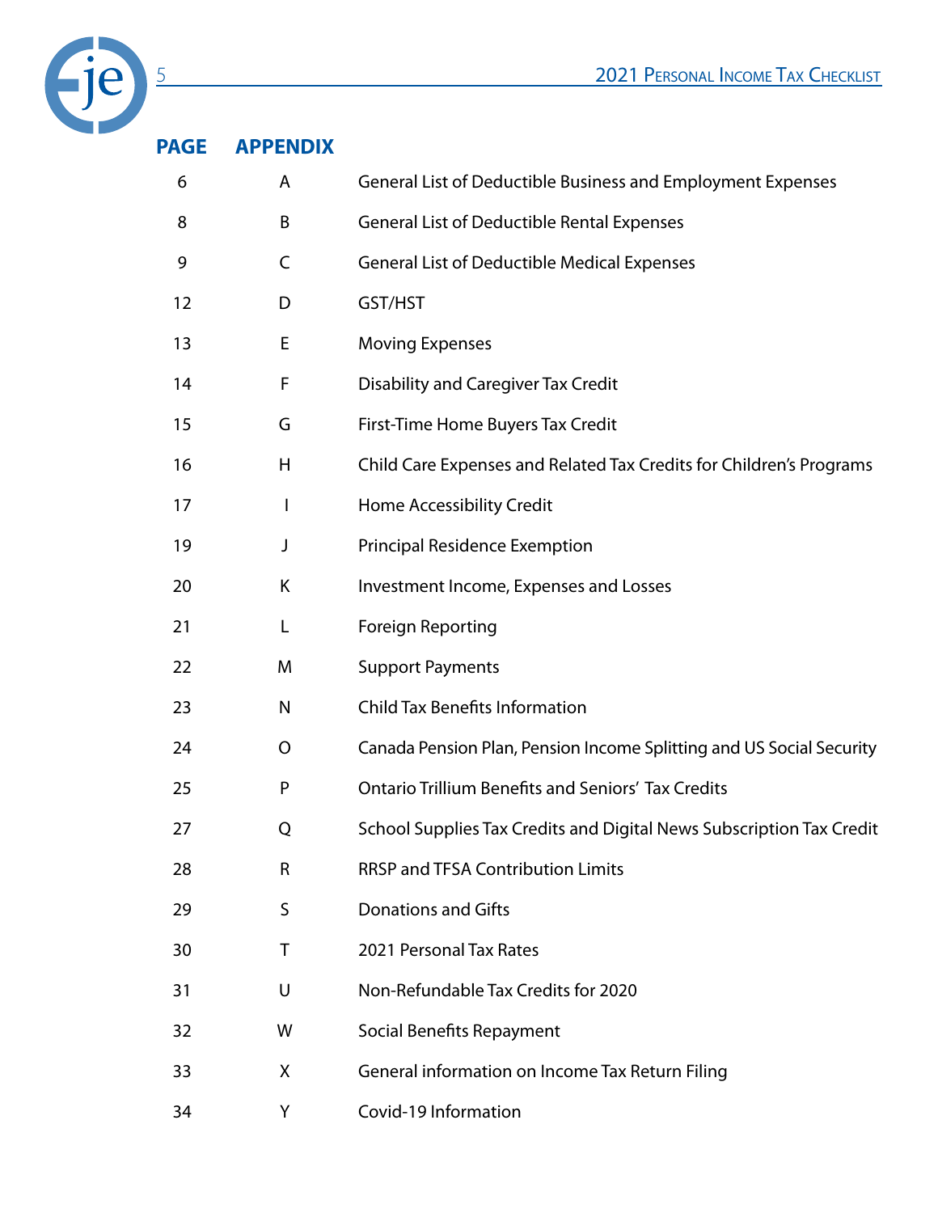| PAGE | APPENDIX | |
|---|---|---|
| 6 | A | General List of Deductible Business and Employment Expenses |
| 8 | B | General List of Deductible Rental Expenses |
| 9 | C | General List of Deductible Medical Expenses |
| 12 | D | GST/HST |
| 13 | E | Moving Expenses |
| 14 | F | Disability and Caregiver Tax Credit |
| 15 | G | First-Time Home Buyers Tax Credit |
| 16 | H | Child Care Expenses and Related Tax Credits for Children's Programs |
| 17 | I | Home Accessibility Credit |
| 19 | J | Principal Residence Exemption |
| 20 | K | Investment Income, Expenses and Losses |
| 21 | L | Foreign Reporting |
| 22 | M | Support Payments |
| 23 | N | Child Tax Benefits Information |
| 24 | O | Canada Pension Plan, Pension Income Splitting and US Social Security |
| 25 | P | Ontario Trillium Benefits and Seniors' Tax Credits |
| 27 | Q | School Supplies Tax Credits and Digital News Subscription Tax Credit |
| 28 | R | RRSP and TFSA Contribution Limits |
| 29 | S | Donations and Gifts |
| 30 | T | 2021 Personal Tax Rates |
| 31 | U | Non-Refundable Tax Credits for 2020 |
| 32 | W | Social Benefits Repayment |
| 33 | X | General information on Income Tax Return Filing |
| 34 | Y | Covid-19 Information |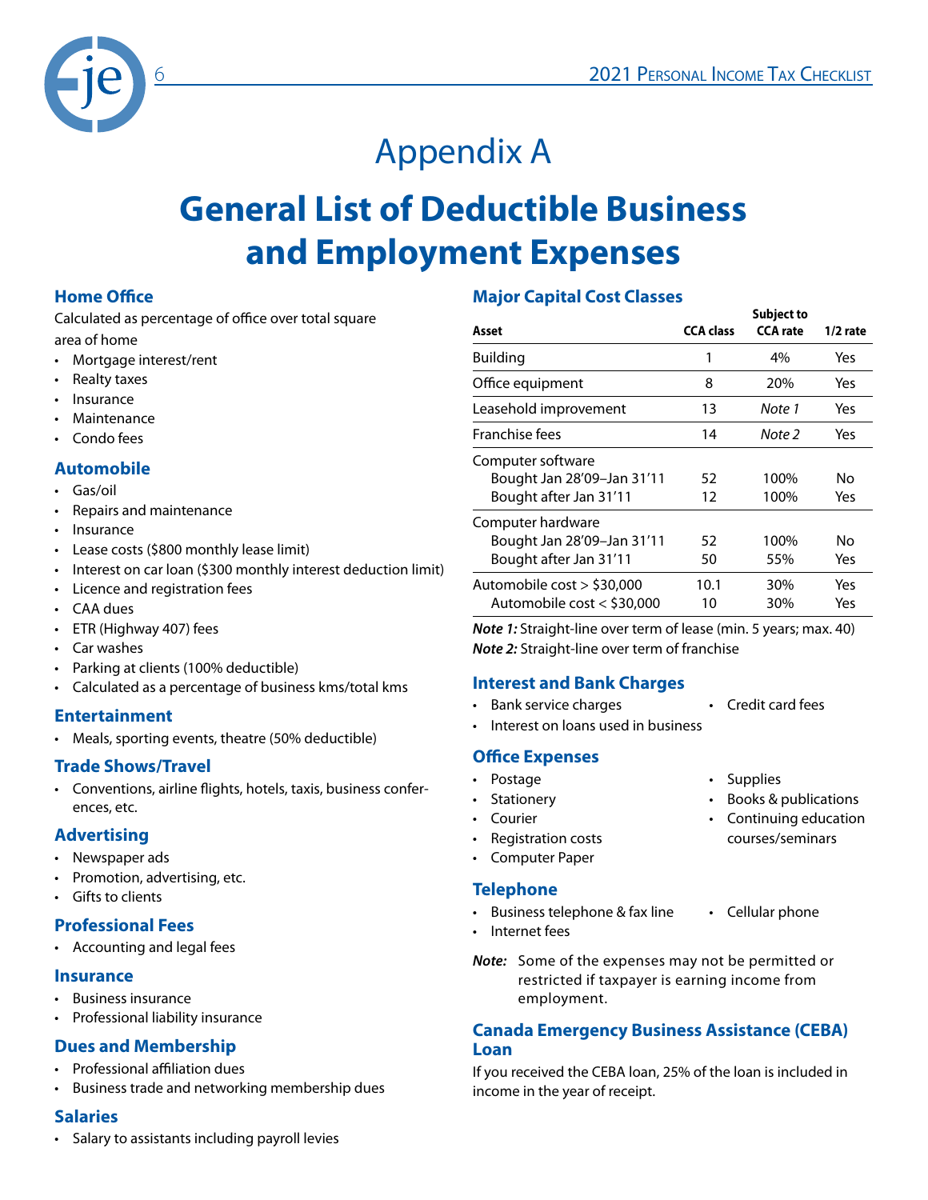# Appendix A

# General List of Deductible Business and Employment Expenses

### Home Office

Calculated as percentage of office over total square area of home

- Mortgage interest/rent
- Realty taxes
- Insurance
- Maintenance
- Condo fees

### Automobile

- Gas/oil
- Repairs and maintenance
- Insurance
- Lease costs ($800 monthly lease limit)
- Interest on car loan ($300 monthly interest deduction limit)
- Licence and registration fees
- CAA dues
- ETR (Highway 407) fees
- Car washes
- Parking at clients (100% deductible)
- Calculated as a percentage of business kms/total kms

### Entertainment

- Meals, sporting events, theatre (50% deductible)

### Trade Shows/Travel

- Conventions, airline flights, hotels, taxis, business conferences, etc.

### Advertising

- Newspaper ads
- Promotion, advertising, etc.
- Gifts to clients

### Professional Fees

- Accounting and legal fees

### Insurance

- Business insurance
- Professional liability insurance

### Dues and Membership

- Professional affiliation dues
- Business trade and networking membership dues

### Salaries

- Salary to assistants including payroll levies

### Major Capital Cost Classes

| Asset | CCA class | CCA rate | Subject to 1/2 rate |
|---|---|---|---|
| Building | 1 | 4% | Yes |
| Office equipment | 8 | 20% | Yes |
| Leasehold improvement | 13 | *Note 1* | Yes |
| Franchise fees | 14 | *Note 2* | Yes |
| Computer software | | | |
| Bought Jan 28'09–Jan 31'11 | 52 | 100% | No |
| Bought after Jan 31'11 | 12 | 100% | Yes |
| Computer hardware | | | |
| Bought Jan 28'09–Jan 31'11 | 52 | 100% | No |
| Bought after Jan 31'11 | 50 | 55% | Yes |
| Automobile cost > $30,000 | 10.1 | 30% | Yes |
| Automobile cost < $30,000 | 10 | 30% | Yes |

***Note 1:*** Straight-line over term of lease (min. 5 years; max. 40)
***Note 2:*** Straight-line over term of franchise

### Interest and Bank Charges

- Bank service charges
- Interest on loans used in business
- Credit card fees

### Office Expenses

- Postage
- Stationery
- Courier
- Registration costs
- Computer Paper
- Supplies
- Books & publications
- Continuing education courses/seminars

### Telephone

- Business telephone & fax line
- Internet fees
- Cellular phone

***Note:*** Some of the expenses may not be permitted or restricted if taxpayer is earning income from employment.

### Canada Emergency Business Assistance (CEBA) Loan

If you received the CEBA loan, 25% of the loan is included in income in the year of receipt.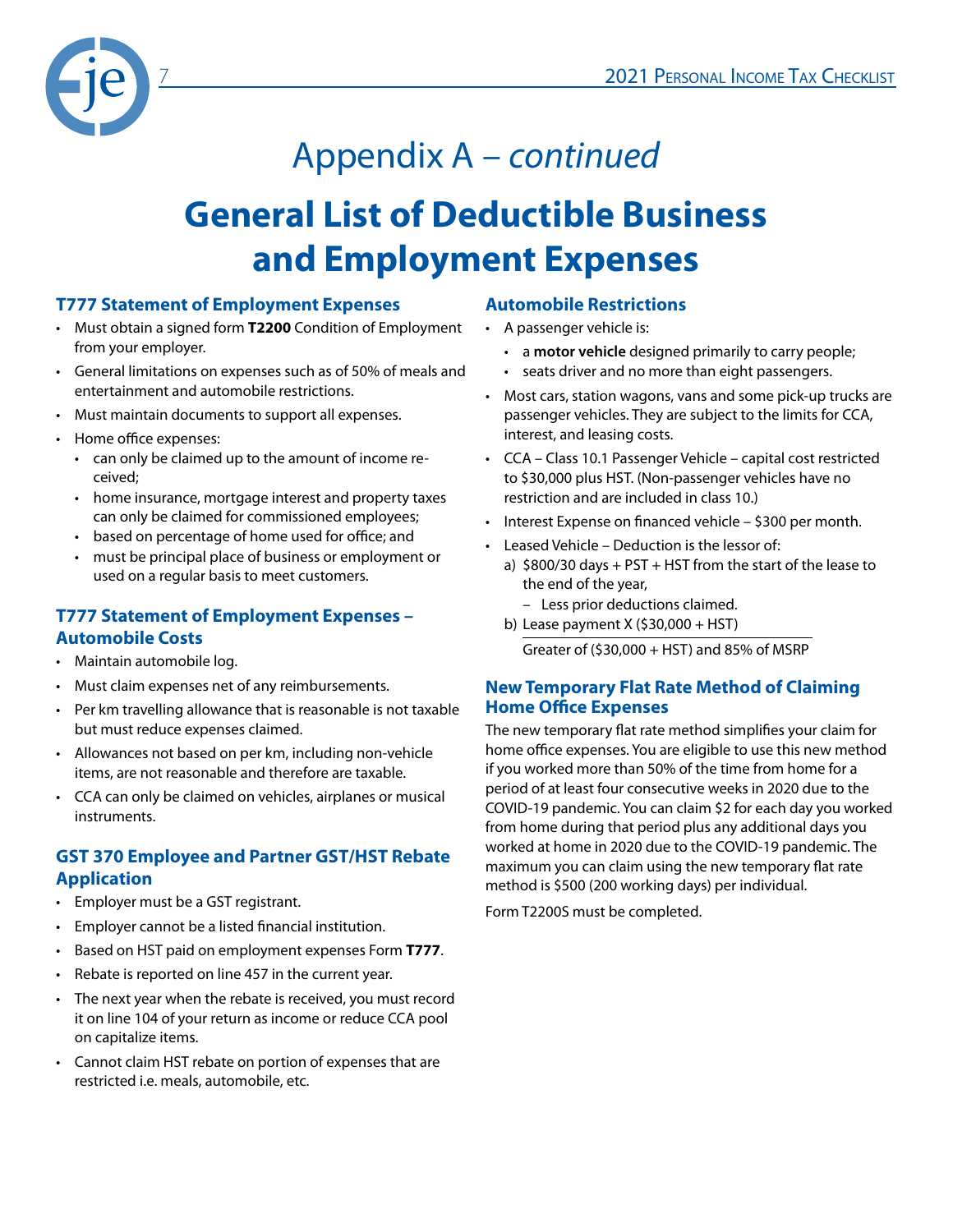# Appendix A – *continued*

# General List of Deductible Business and Employment Expenses

### T777 Statement of Employment Expenses

- Must obtain a signed form **T2200** Condition of Employment from your employer.
- General limitations on expenses such as of 50% of meals and entertainment and automobile restrictions.
- Must maintain documents to support all expenses.
- Home office expenses:
  - can only be claimed up to the amount of income received;
  - home insurance, mortgage interest and property taxes can only be claimed for commissioned employees;
  - based on percentage of home used for office; and
  - must be principal place of business or employment or used on a regular basis to meet customers.

### T777 Statement of Employment Expenses – Automobile Costs

- Maintain automobile log.
- Must claim expenses net of any reimbursements.
- Per km travelling allowance that is reasonable is not taxable but must reduce expenses claimed.
- Allowances not based on per km, including non-vehicle items, are not reasonable and therefore are taxable.
- CCA can only be claimed on vehicles, airplanes or musical instruments.

### GST 370 Employee and Partner GST/HST Rebate Application

- Employer must be a GST registrant.
- Employer cannot be a listed financial institution.
- Based on HST paid on employment expenses Form **T777**.
- Rebate is reported on line 457 in the current year.
- The next year when the rebate is received, you must record it on line 104 of your return as income or reduce CCA pool on capitalize items.
- Cannot claim HST rebate on portion of expenses that are restricted i.e. meals, automobile, etc.

### Automobile Restrictions

- A passenger vehicle is:
  - a **motor vehicle** designed primarily to carry people;
  - seats driver and no more than eight passengers.
- Most cars, station wagons, vans and some pick-up trucks are passenger vehicles. They are subject to the limits for CCA, interest, and leasing costs.
- CCA – Class 10.1 Passenger Vehicle – capital cost restricted to $30,000 plus HST. (Non-passenger vehicles have no restriction and are included in class 10.)
- Interest Expense on financed vehicle – $300 per month.
- Leased Vehicle – Deduction is the lessor of:
  a) $800/30 days + PST + HST from the start of the lease to the end of the year,
     – Less prior deductions claimed.
  b) $$\frac{\text{Lease payment X (\$30,000 + HST)}}{\text{Greater of (\$30,000 + HST) and 85\% of MSRP}}$$

### New Temporary Flat Rate Method of Claiming Home Office Expenses

The new temporary flat rate method simplifies your claim for home office expenses. You are eligible to use this new method if you worked more than 50% of the time from home for a period of at least four consecutive weeks in 2020 due to the COVID-19 pandemic. You can claim $2 for each day you worked from home during that period plus any additional days you worked at home in 2020 due to the COVID-19 pandemic. The maximum you can claim using the new temporary flat rate method is $500 (200 working days) per individual.

Form T2200S must be completed.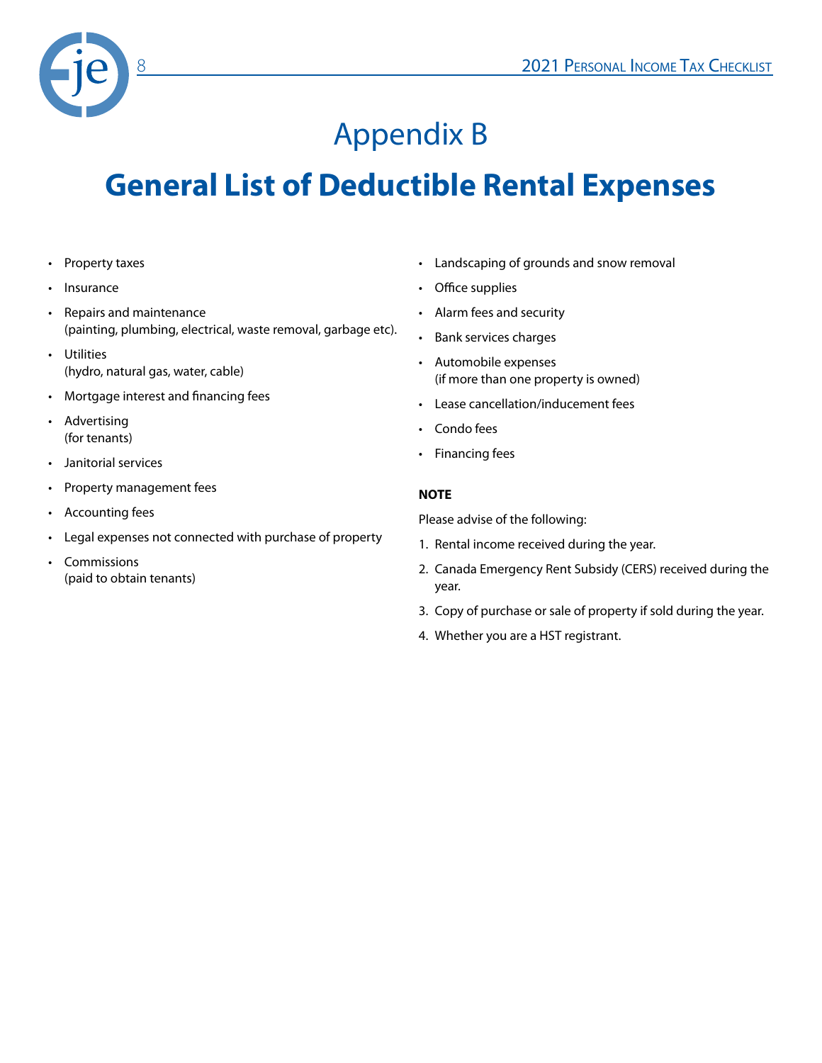# Appendix B

## General List of Deductible Rental Expenses

- Property taxes
- Insurance
- Repairs and maintenance (painting, plumbing, electrical, waste removal, garbage etc).
- Utilities (hydro, natural gas, water, cable)
- Mortgage interest and financing fees
- Advertising (for tenants)
- Janitorial services
- Property management fees
- Accounting fees
- Legal expenses not connected with purchase of property
- Commissions (paid to obtain tenants)
- Landscaping of grounds and snow removal
- Office supplies
- Alarm fees and security
- Bank services charges
- Automobile expenses (if more than one property is owned)
- Lease cancellation/inducement fees
- Condo fees
- Financing fees

**NOTE**

Please advise of the following:

1. Rental income received during the year.
2. Canada Emergency Rent Subsidy (CERS) received during the year.
3. Copy of purchase or sale of property if sold during the year.
4. Whether you are a HST registrant.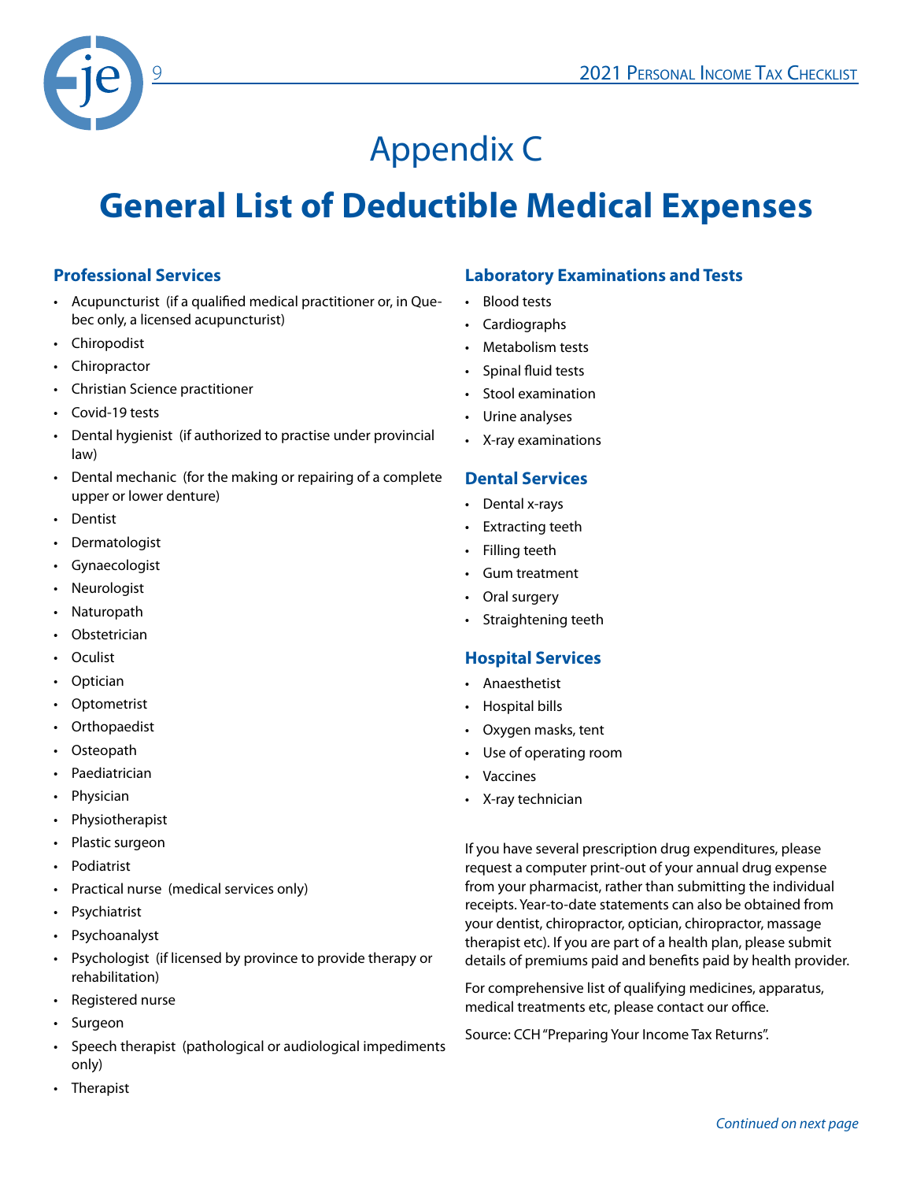# Appendix C

# General List of Deductible Medical Expenses

## Professional Services

- Acupuncturist (if a qualified medical practitioner or, in Quebec only, a licensed acupuncturist)
- Chiropodist
- Chiropractor
- Christian Science practitioner
- Covid-19 tests
- Dental hygienist (if authorized to practise under provincial law)
- Dental mechanic (for the making or repairing of a complete upper or lower denture)
- Dentist
- Dermatologist
- Gynaecologist
- Neurologist
- Naturopath
- Obstetrician
- Oculist
- Optician
- Optometrist
- Orthopaedist
- Osteopath
- Paediatrician
- Physician
- Physiotherapist
- Plastic surgeon
- Podiatrist
- Practical nurse (medical services only)
- Psychiatrist
- Psychoanalyst
- Psychologist (if licensed by province to provide therapy or rehabilitation)
- Registered nurse
- Surgeon
- Speech therapist (pathological or audiological impediments only)
- Therapist

## Laboratory Examinations and Tests

- Blood tests
- Cardiographs
- Metabolism tests
- Spinal fluid tests
- Stool examination
- Urine analyses
- X-ray examinations

## Dental Services

- Dental x-rays
- Extracting teeth
- Filling teeth
- Gum treatment
- Oral surgery
- Straightening teeth

## Hospital Services

- Anaesthetist
- Hospital bills
- Oxygen masks, tent
- Use of operating room
- Vaccines
- X-ray technician

If you have several prescription drug expenditures, please request a computer print-out of your annual drug expense from your pharmacist, rather than submitting the individual receipts. Year-to-date statements can also be obtained from your dentist, chiropractor, optician, chiropractor, massage therapist etc). If you are part of a health plan, please submit details of premiums paid and benefits paid by health provider.

For comprehensive list of qualifying medicines, apparatus, medical treatments etc, please contact our office.

Source: CCH "Preparing Your Income Tax Returns".

*Continued on next page*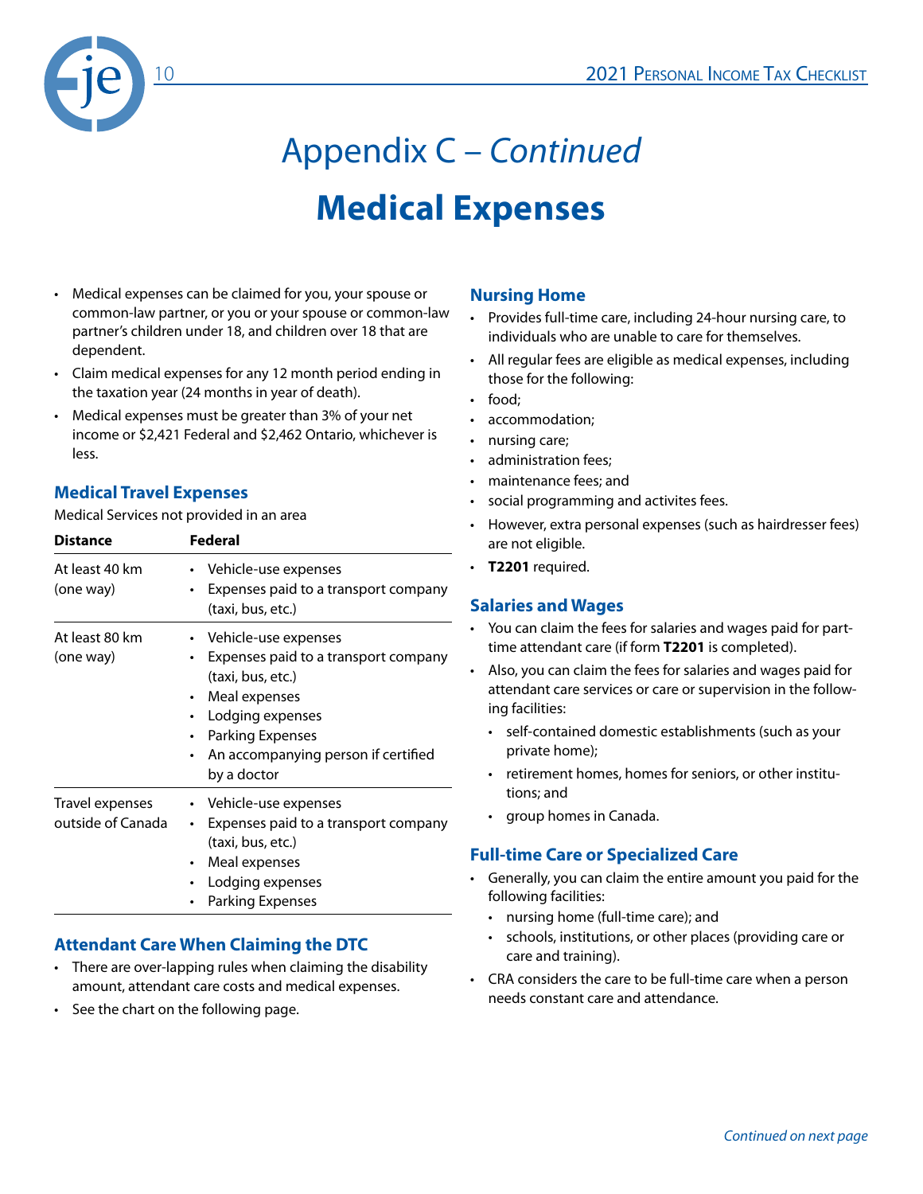# Appendix C – *Continued*

# Medical Expenses

- Medical expenses can be claimed for you, your spouse or common-law partner, or you or your spouse or common-law partner's children under 18, and children over 18 that are dependent.
- Claim medical expenses for any 12 month period ending in the taxation year (24 months in year of death).
- Medical expenses must be greater than 3% of your net income or $2,421 Federal and $2,462 Ontario, whichever is less.

## Medical Travel Expenses

Medical Services not provided in an area

| Distance | Federal |
| --- | --- |
| At least 40 km (one way) | • Vehicle-use expenses<br>• Expenses paid to a transport company (taxi, bus, etc.) |
| At least 80 km (one way) | • Vehicle-use expenses<br>• Expenses paid to a transport company (taxi, bus, etc.)<br>• Meal expenses<br>• Lodging expenses<br>• Parking Expenses<br>• An accompanying person if certified by a doctor |
| Travel expenses outside of Canada | • Vehicle-use expenses<br>• Expenses paid to a transport company (taxi, bus, etc.)<br>• Meal expenses<br>• Lodging expenses<br>• Parking Expenses |

## Attendant Care When Claiming the DTC

- There are over-lapping rules when claiming the disability amount, attendant care costs and medical expenses.
- See the chart on the following page.

## Nursing Home

- Provides full-time care, including 24-hour nursing care, to individuals who are unable to care for themselves.
- All regular fees are eligible as medical expenses, including those for the following:
- food;
- accommodation;
- nursing care;
- administration fees;
- maintenance fees; and
- social programming and activites fees.
- However, extra personal expenses (such as hairdresser fees) are not eligible.
- **T2201** required.

## Salaries and Wages

- You can claim the fees for salaries and wages paid for part-time attendant care (if form **T2201** is completed).
- Also, you can claim the fees for salaries and wages paid for attendant care services or care or supervision in the following facilities:
  - self-contained domestic establishments (such as your private home);
  - retirement homes, homes for seniors, or other institutions; and
  - group homes in Canada.

## Full-time Care or Specialized Care

- Generally, you can claim the entire amount you paid for the following facilities:
  - nursing home (full-time care); and
  - schools, institutions, or other places (providing care or care and training).
- CRA considers the care to be full-time care when a person needs constant care and attendance.

*Continued on next page*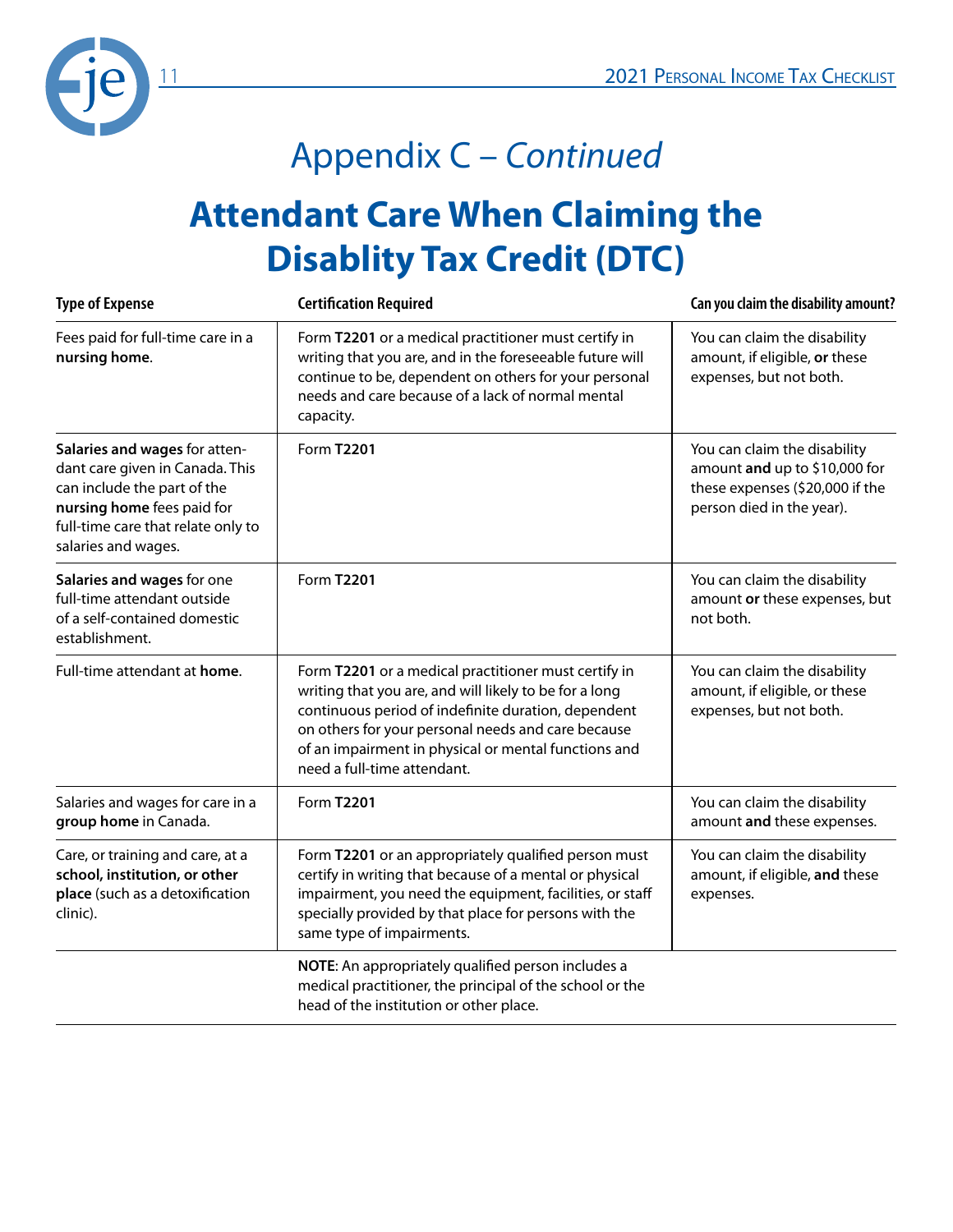# Appendix C – *Continued*

## Attendant Care When Claiming the Disablity Tax Credit (DTC)

| Type of Expense | Certification Required | Can you claim the disability amount? |
|---|---|---|
| Fees paid for full-time care in a **nursing home**. | Form **T2201** or a medical practitioner must certify in writing that you are, and in the foreseeable future will continue to be, dependent on others for your personal needs and care because of a lack of normal mental capacity. | You can claim the disability amount, if eligible, **or** these expenses, but not both. |
| **Salaries and wages** for attendant care given in Canada. This can include the part of the **nursing home** fees paid for full-time care that relate only to salaries and wages. | Form **T2201** | You can claim the disability amount **and** up to $10,000 for these expenses ($20,000 if the person died in the year). |
| **Salaries and wages** for one full-time attendant outside of a self-contained domestic establishment. | Form **T2201** | You can claim the disability amount **or** these expenses, but not both. |
| Full-time attendant at **home**. | Form **T2201** or a medical practitioner must certify in writing that you are, and will likely to be for a long continuous period of indefinite duration, dependent on others for your personal needs and care because of an impairment in physical or mental functions and need a full-time attendant. | You can claim the disability amount, if eligible, or these expenses, but not both. |
| Salaries and wages for care in a **group home** in Canada. | Form **T2201** | You can claim the disability amount **and** these expenses. |
| Care, or training and care, at a **school, institution, or other place** (such as a detoxification clinic). | Form **T2201** or an appropriately qualified person must certify in writing that because of a mental or physical impairment, you need the equipment, facilities, or staff specially provided by that place for persons with the same type of impairments. | You can claim the disability amount, if eligible, **and** these expenses. |
| | **NOTE**: An appropriately qualified person includes a medical practitioner, the principal of the school or the head of the institution or other place. | |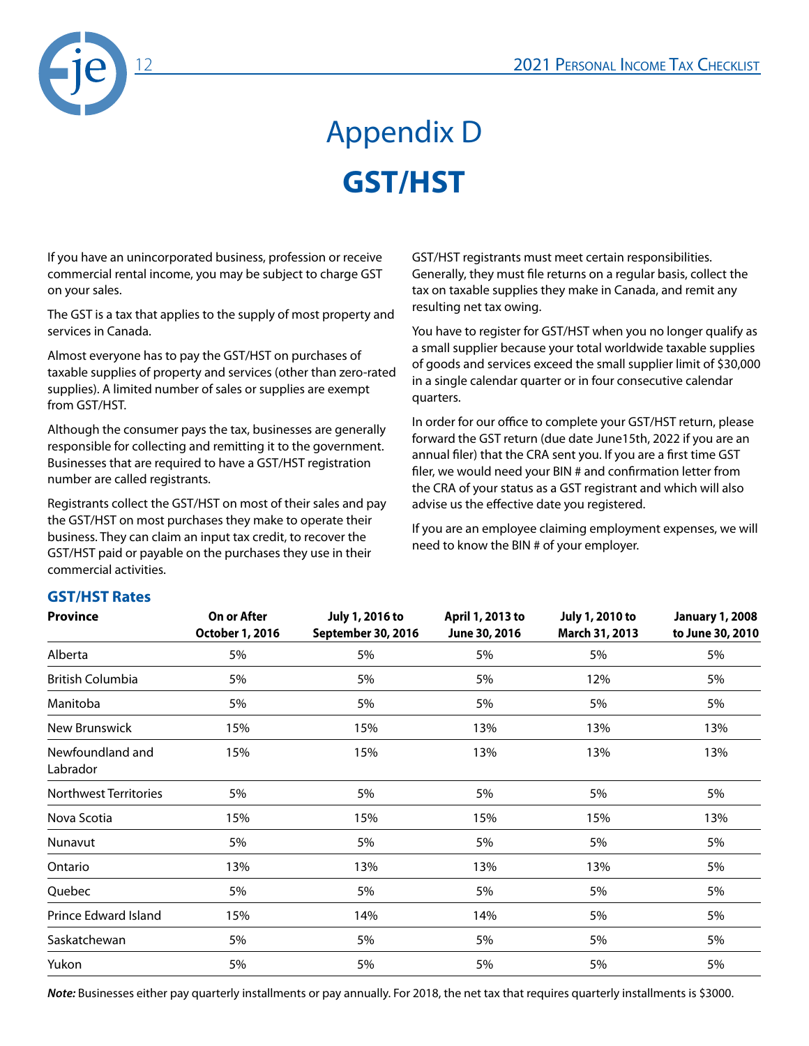# Appendix D

# GST/HST

If you have an unincorporated business, profession or receive commercial rental income, you may be subject to charge GST on your sales.

The GST is a tax that applies to the supply of most property and services in Canada.

Almost everyone has to pay the GST/HST on purchases of taxable supplies of property and services (other than zero-rated supplies). A limited number of sales or supplies are exempt from GST/HST.

Although the consumer pays the tax, businesses are generally responsible for collecting and remitting it to the government. Businesses that are required to have a GST/HST registration number are called registrants.

Registrants collect the GST/HST on most of their sales and pay the GST/HST on most purchases they make to operate their business. They can claim an input tax credit, to recover the GST/HST paid or payable on the purchases they use in their commercial activities.

GST/HST registrants must meet certain responsibilities. Generally, they must file returns on a regular basis, collect the tax on taxable supplies they make in Canada, and remit any resulting net tax owing.

You have to register for GST/HST when you no longer qualify as a small supplier because your total worldwide taxable supplies of goods and services exceed the small supplier limit of $30,000 in a single calendar quarter or in four consecutive calendar quarters.

In order for our office to complete your GST/HST return, please forward the GST return (due date June15th, 2022 if you are an annual filer) that the CRA sent you. If you are a first time GST filer, we would need your BIN # and confirmation letter from the CRA of your status as a GST registrant and which will also advise us the effective date you registered.

If you are an employee claiming employment expenses, we will need to know the BIN # of your employer.

### GST/HST Rates

| Province | On or After October 1, 2016 | July 1, 2016 to September 30, 2016 | April 1, 2013 to June 30, 2016 | July 1, 2010 to March 31, 2013 | January 1, 2008 to June 30, 2010 |
|---|---|---|---|---|---|
| Alberta | 5% | 5% | 5% | 5% | 5% |
| British Columbia | 5% | 5% | 5% | 12% | 5% |
| Manitoba | 5% | 5% | 5% | 5% | 5% |
| New Brunswick | 15% | 15% | 13% | 13% | 13% |
| Newfoundland and Labrador | 15% | 15% | 13% | 13% | 13% |
| Northwest Territories | 5% | 5% | 5% | 5% | 5% |
| Nova Scotia | 15% | 15% | 15% | 15% | 13% |
| Nunavut | 5% | 5% | 5% | 5% | 5% |
| Ontario | 13% | 13% | 13% | 13% | 5% |
| Quebec | 5% | 5% | 5% | 5% | 5% |
| Prince Edward Island | 15% | 14% | 14% | 5% | 5% |
| Saskatchewan | 5% | 5% | 5% | 5% | 5% |
| Yukon | 5% | 5% | 5% | 5% | 5% |

***Note:*** Businesses either pay quarterly installments or pay annually. For 2018, the net tax that requires quarterly installments is $3000.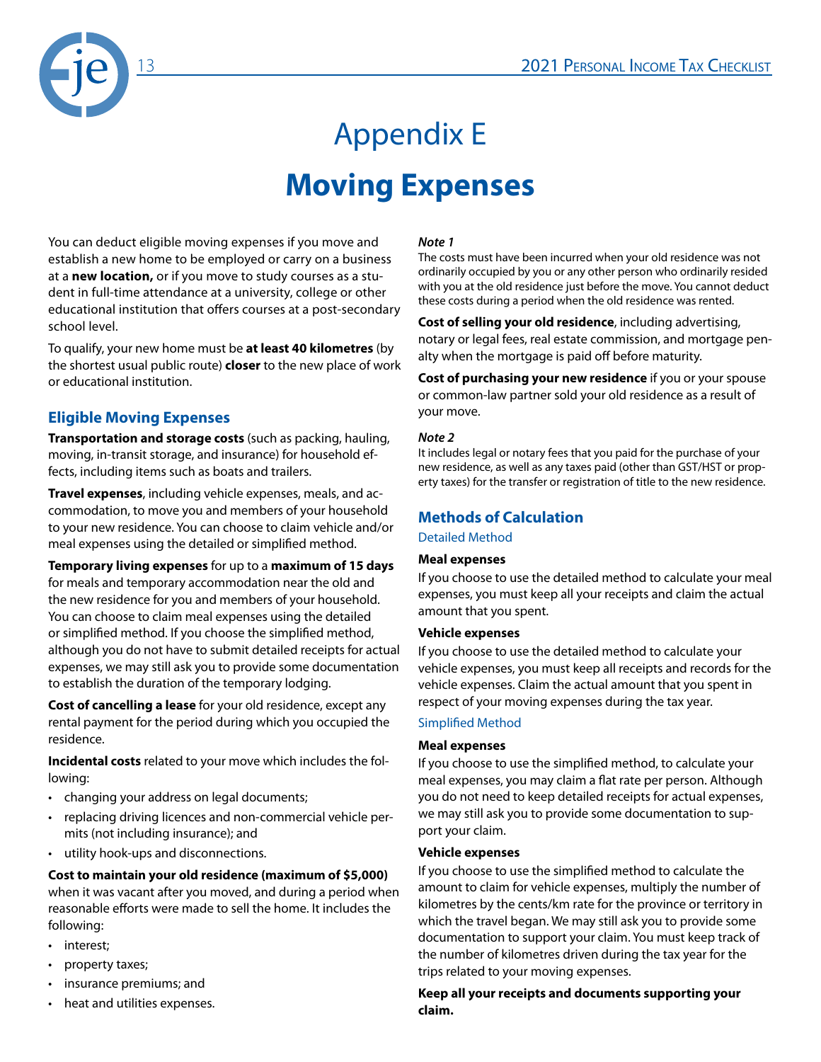# Appendix E

# Moving Expenses

You can deduct eligible moving expenses if you move and establish a new home to be employed or carry on a business at a **new location,** or if you move to study courses as a student in full-time attendance at a university, college or other educational institution that offers courses at a post-secondary school level.

To qualify, your new home must be **at least 40 kilometres** (by the shortest usual public route) **closer** to the new place of work or educational institution.

## Eligible Moving Expenses

**Transportation and storage costs** (such as packing, hauling, moving, in-transit storage, and insurance) for household effects, including items such as boats and trailers.

**Travel expenses**, including vehicle expenses, meals, and accommodation, to move you and members of your household to your new residence. You can choose to claim vehicle and/or meal expenses using the detailed or simplified method.

**Temporary living expenses** for up to a **maximum of 15 days** for meals and temporary accommodation near the old and the new residence for you and members of your household. You can choose to claim meal expenses using the detailed or simplified method. If you choose the simplified method, although you do not have to submit detailed receipts for actual expenses, we may still ask you to provide some documentation to establish the duration of the temporary lodging.

**Cost of cancelling a lease** for your old residence, except any rental payment for the period during which you occupied the residence.

**Incidental costs** related to your move which includes the following:

- changing your address on legal documents;
- replacing driving licences and non-commercial vehicle permits (not including insurance); and
- utility hook-ups and disconnections.

**Cost to maintain your old residence (maximum of $5,000)** when it was vacant after you moved, and during a period when reasonable efforts were made to sell the home. It includes the following:

- interest;
- property taxes;
- insurance premiums; and
- heat and utilities expenses.

***Note 1***

The costs must have been incurred when your old residence was not ordinarily occupied by you or any other person who ordinarily resided with you at the old residence just before the move. You cannot deduct these costs during a period when the old residence was rented.

**Cost of selling your old residence**, including advertising, notary or legal fees, real estate commission, and mortgage penalty when the mortgage is paid off before maturity.

**Cost of purchasing your new residence** if you or your spouse or common-law partner sold your old residence as a result of your move.

***Note 2***

It includes legal or notary fees that you paid for the purchase of your new residence, as well as any taxes paid (other than GST/HST or property taxes) for the transfer or registration of title to the new residence.

## Methods of Calculation

### Detailed Method

**Meal expenses**

If you choose to use the detailed method to calculate your meal expenses, you must keep all your receipts and claim the actual amount that you spent.

**Vehicle expenses**

If you choose to use the detailed method to calculate your vehicle expenses, you must keep all receipts and records for the vehicle expenses. Claim the actual amount that you spent in respect of your moving expenses during the tax year.

### Simplified Method

**Meal expenses**

If you choose to use the simplified method, to calculate your meal expenses, you may claim a flat rate per person. Although you do not need to keep detailed receipts for actual expenses, we may still ask you to provide some documentation to support your claim.

**Vehicle expenses**

If you choose to use the simplified method to calculate the amount to claim for vehicle expenses, multiply the number of kilometres by the cents/km rate for the province or territory in which the travel began. We may still ask you to provide some documentation to support your claim. You must keep track of the number of kilometres driven during the tax year for the trips related to your moving expenses.

**Keep all your receipts and documents supporting your claim.**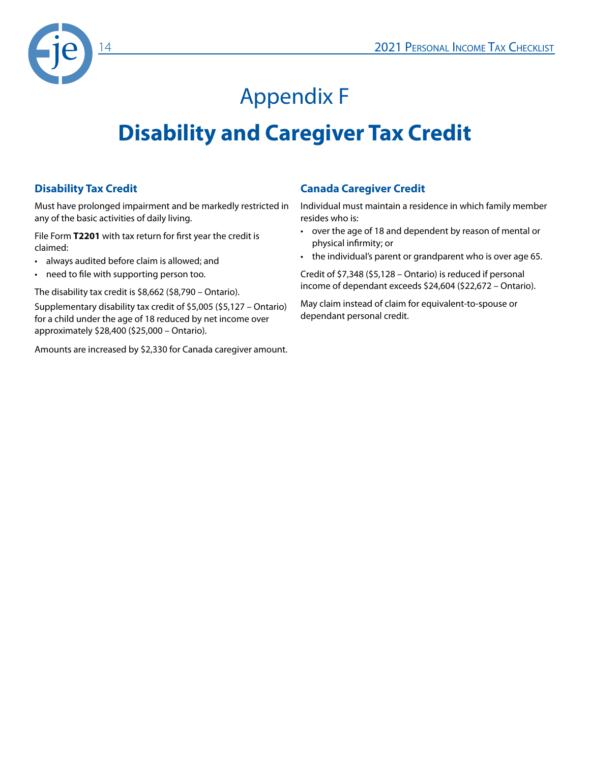# Appendix F

## Disability and Caregiver Tax Credit

### Disability Tax Credit

Must have prolonged impairment and be markedly restricted in any of the basic activities of daily living.

File Form **T2201** with tax return for first year the credit is claimed:

- always audited before claim is allowed; and
- need to file with supporting person too.

The disability tax credit is $8,662 ($8,790 – Ontario).

Supplementary disability tax credit of $5,005 ($5,127 – Ontario) for a child under the age of 18 reduced by net income over approximately $28,400 ($25,000 – Ontario).

Amounts are increased by $2,330 for Canada caregiver amount.

### Canada Caregiver Credit

Individual must maintain a residence in which family member resides who is:

- over the age of 18 and dependent by reason of mental or physical infirmity; or
- the individual's parent or grandparent who is over age 65.

Credit of $7,348 ($5,128 – Ontario) is reduced if personal income of dependant exceeds $24,604 ($22,672 – Ontario).

May claim instead of claim for equivalent-to-spouse or dependant personal credit.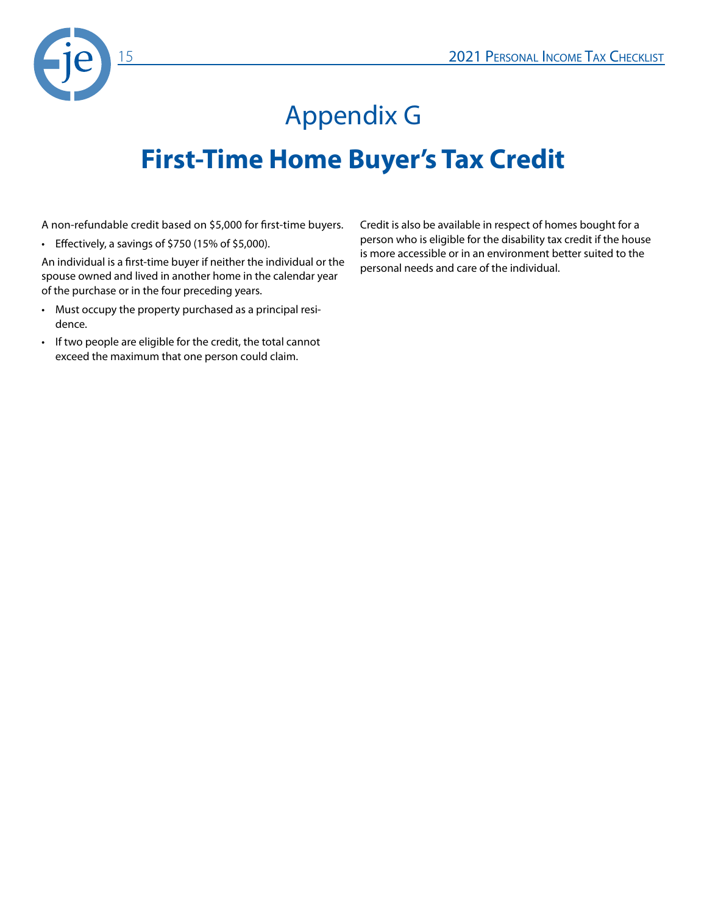# Appendix G

## First-Time Home Buyer's Tax Credit

A non-refundable credit based on $5,000 for first-time buyers.

- Effectively, a savings of $750 (15% of $5,000).

An individual is a first-time buyer if neither the individual or the spouse owned and lived in another home in the calendar year of the purchase or in the four preceding years.

- Must occupy the property purchased as a principal residence.
- If two people are eligible for the credit, the total cannot exceed the maximum that one person could claim.

Credit is also be available in respect of homes bought for a person who is eligible for the disability tax credit if the house is more accessible or in an environment better suited to the personal needs and care of the individual.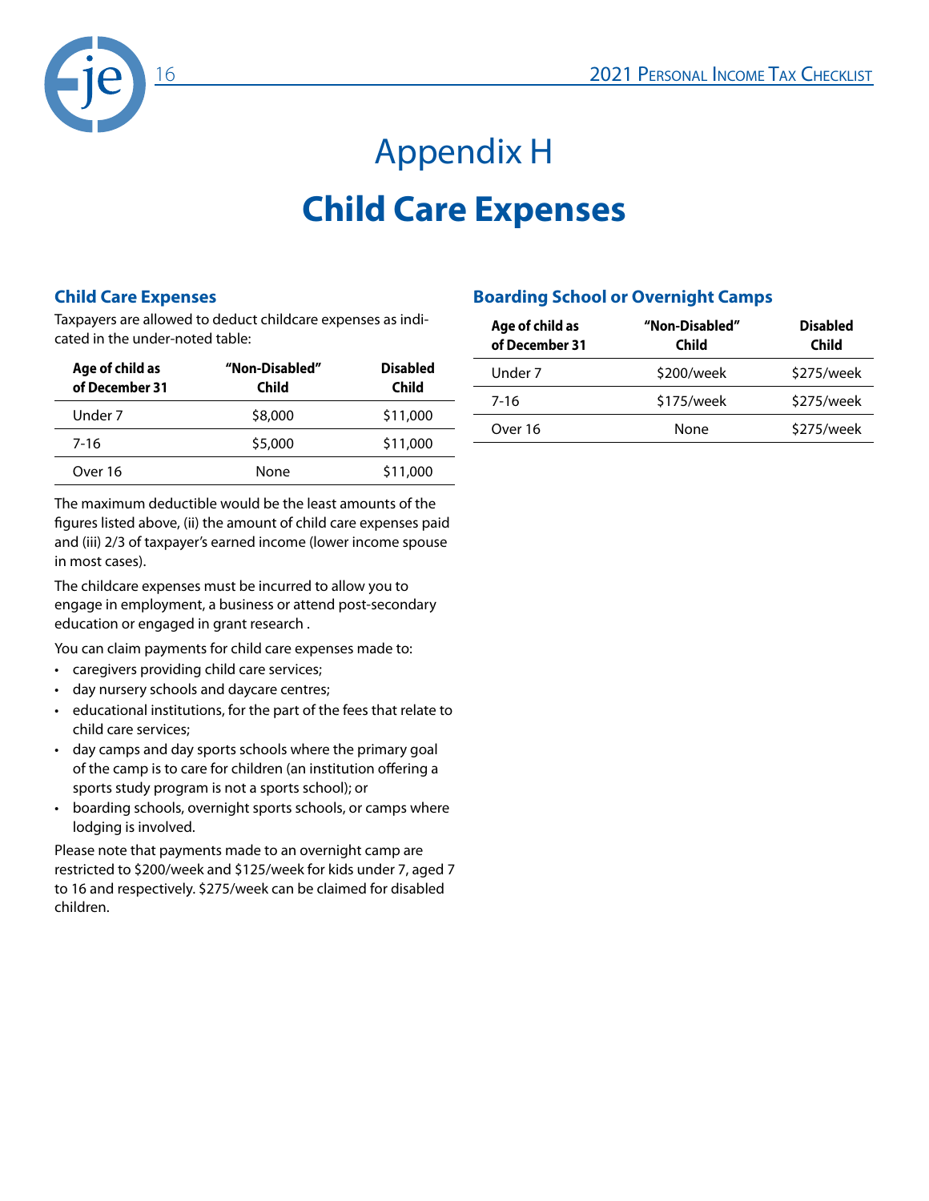# Appendix H

# Child Care Expenses

## Child Care Expenses

Taxpayers are allowed to deduct childcare expenses as indicated in the under-noted table:

| Age of child as of December 31 | "Non-Disabled" Child | Disabled Child |
|---|---|---|
| Under 7 | $8,000 | $11,000 |
| 7-16 | $5,000 | $11,000 |
| Over 16 | None | $11,000 |

The maximum deductible would be the least amounts of the figures listed above, (ii) the amount of child care expenses paid and (iii) 2/3 of taxpayer's earned income (lower income spouse in most cases).

The childcare expenses must be incurred to allow you to engage in employment, a business or attend post-secondary education or engaged in grant research .

You can claim payments for child care expenses made to:

- caregivers providing child care services;
- day nursery schools and daycare centres;
- educational institutions, for the part of the fees that relate to child care services;
- day camps and day sports schools where the primary goal of the camp is to care for children (an institution offering a sports study program is not a sports school); or
- boarding schools, overnight sports schools, or camps where lodging is involved.

Please note that payments made to an overnight camp are restricted to $200/week and $125/week for kids under 7, aged 7 to 16 and respectively. $275/week can be claimed for disabled children.

## Boarding School or Overnight Camps

| Age of child as of December 31 | "Non-Disabled" Child | Disabled Child |
|---|---|---|
| Under 7 | $200/week | $275/week |
| 7-16 | $175/week | $275/week |
| Over 16 | None | $275/week |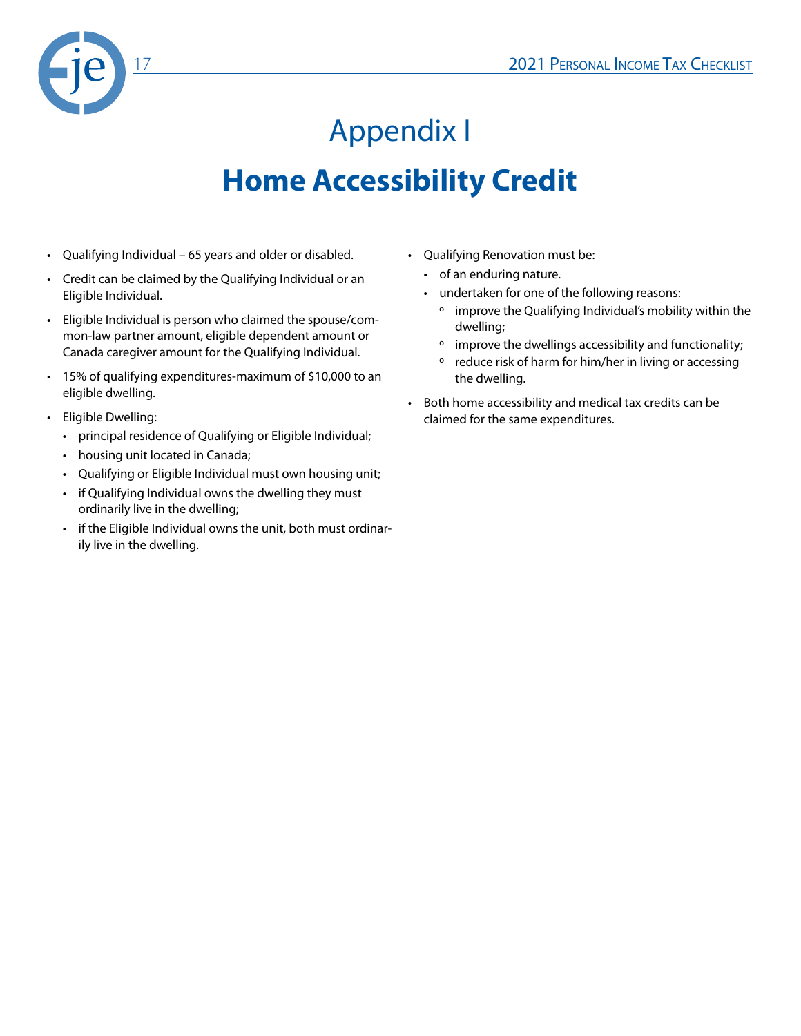# Appendix I

## Home Accessibility Credit

- Qualifying Individual – 65 years and older or disabled.
- Credit can be claimed by the Qualifying Individual or an Eligible Individual.
- Eligible Individual is person who claimed the spouse/common-law partner amount, eligible dependent amount or Canada caregiver amount for the Qualifying Individual.
- 15% of qualifying expenditures-maximum of $10,000 to an eligible dwelling.
- Eligible Dwelling:
  - principal residence of Qualifying or Eligible Individual;
  - housing unit located in Canada;
  - Qualifying or Eligible Individual must own housing unit;
  - if Qualifying Individual owns the dwelling they must ordinarily live in the dwelling;
  - if the Eligible Individual owns the unit, both must ordinarily live in the dwelling.
- Qualifying Renovation must be:
  - of an enduring nature.
  - undertaken for one of the following reasons:
    - improve the Qualifying Individual's mobility within the dwelling;
    - improve the dwellings accessibility and functionality;
    - reduce risk of harm for him/her in living or accessing the dwelling.
- Both home accessibility and medical tax credits can be claimed for the same expenditures.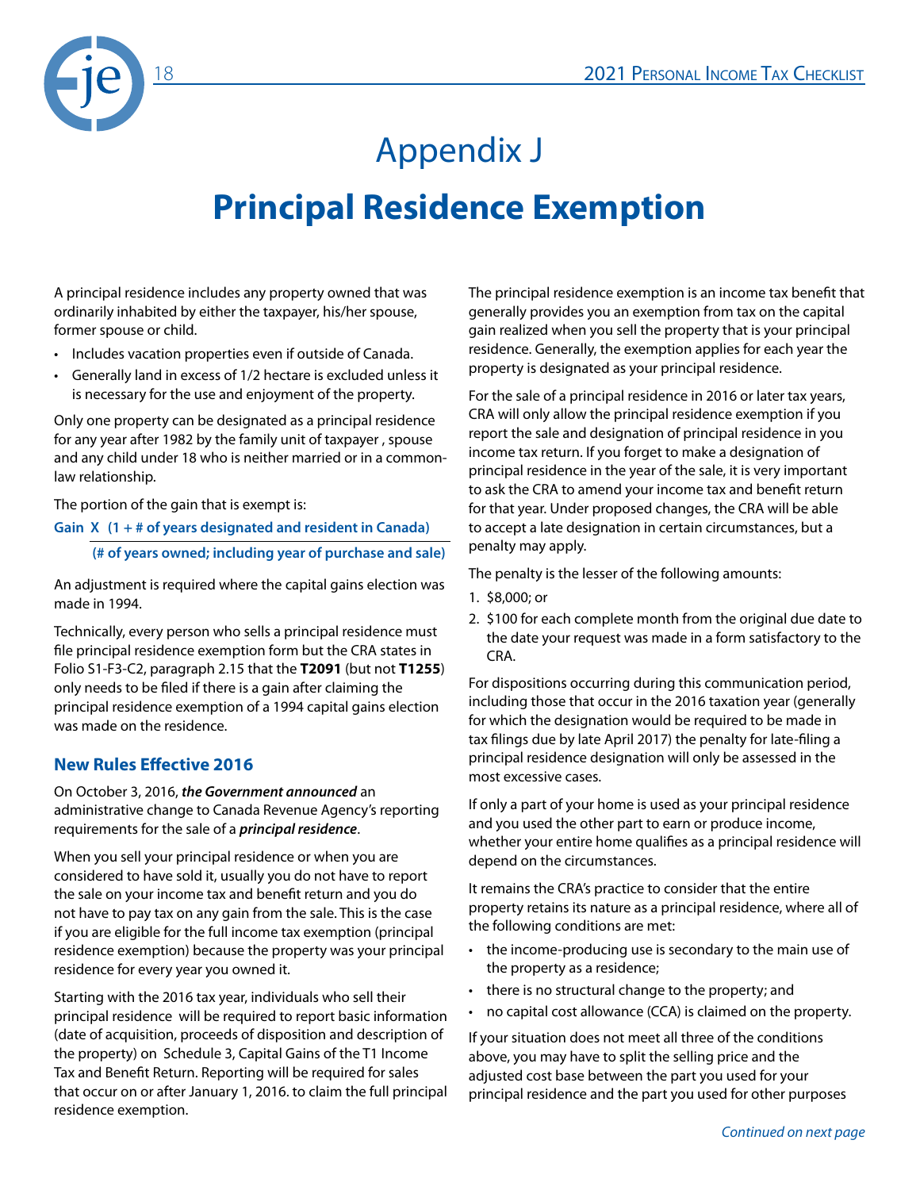# Appendix J

# Principal Residence Exemption

A principal residence includes any property owned that was ordinarily inhabited by either the taxpayer, his/her spouse, former spouse or child.

- Includes vacation properties even if outside of Canada.
- Generally land in excess of 1/2 hectare is excluded unless it is necessary for the use and enjoyment of the property.

Only one property can be designated as a principal residence for any year after 1982 by the family unit of taxpayer , spouse and any child under 18 who is neither married or in a common-law relationship.

The portion of the gain that is exempt is:

$$\text{Gain} \times \frac{(1 + \text{\# of years designated and resident in Canada})}{(\text{\# of years owned; including year of purchase and sale})}$$

An adjustment is required where the capital gains election was made in 1994.

Technically, every person who sells a principal residence must file principal residence exemption form but the CRA states in Folio S1-F3-C2, paragraph 2.15 that the **T2091** (but not **T1255**) only needs to be filed if there is a gain after claiming the principal residence exemption of a 1994 capital gains election was made on the residence.

## New Rules Effective 2016

On October 3, 2016, ***the Government announced*** an administrative change to Canada Revenue Agency's reporting requirements for the sale of a ***principal residence***.

When you sell your principal residence or when you are considered to have sold it, usually you do not have to report the sale on your income tax and benefit return and you do not have to pay tax on any gain from the sale. This is the case if you are eligible for the full income tax exemption (principal residence exemption) because the property was your principal residence for every year you owned it.

Starting with the 2016 tax year, individuals who sell their principal residence will be required to report basic information (date of acquisition, proceeds of disposition and description of the property) on Schedule 3, Capital Gains of the T1 Income Tax and Benefit Return. Reporting will be required for sales that occur on or after January 1, 2016. to claim the full principal residence exemption.

The principal residence exemption is an income tax benefit that generally provides you an exemption from tax on the capital gain realized when you sell the property that is your principal residence. Generally, the exemption applies for each year the property is designated as your principal residence.

For the sale of a principal residence in 2016 or later tax years, CRA will only allow the principal residence exemption if you report the sale and designation of principal residence in you income tax return. If you forget to make a designation of principal residence in the year of the sale, it is very important to ask the CRA to amend your income tax and benefit return for that year. Under proposed changes, the CRA will be able to accept a late designation in certain circumstances, but a penalty may apply.

The penalty is the lesser of the following amounts:

1. $8,000; or
2. $100 for each complete month from the original due date to the date your request was made in a form satisfactory to the CRA.

For dispositions occurring during this communication period, including those that occur in the 2016 taxation year (generally for which the designation would be required to be made in tax filings due by late April 2017) the penalty for late-filing a principal residence designation will only be assessed in the most excessive cases.

If only a part of your home is used as your principal residence and you used the other part to earn or produce income, whether your entire home qualifies as a principal residence will depend on the circumstances.

It remains the CRA's practice to consider that the entire property retains its nature as a principal residence, where all of the following conditions are met:

- the income-producing use is secondary to the main use of the property as a residence;
- there is no structural change to the property; and
- no capital cost allowance (CCA) is claimed on the property.

If your situation does not meet all three of the conditions above, you may have to split the selling price and the adjusted cost base between the part you used for your principal residence and the part you used for other purposes

*Continued on next page*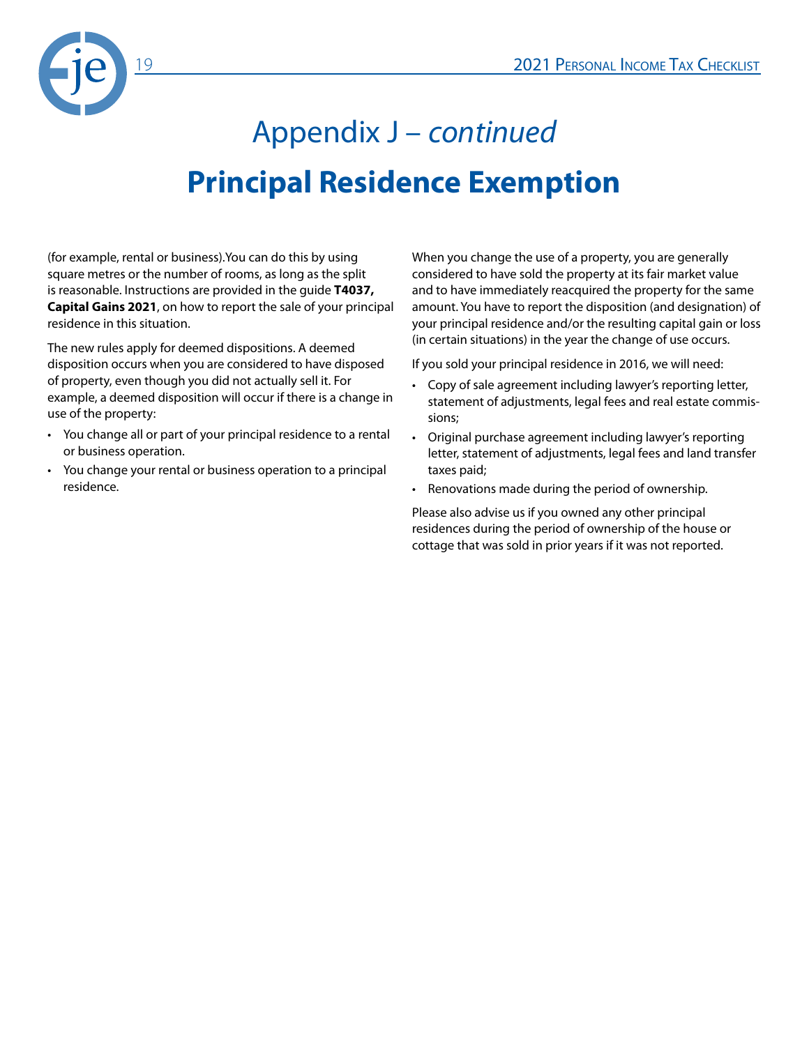# Appendix J – *continued*

# Principal Residence Exemption

(for example, rental or business).You can do this by using square metres or the number of rooms, as long as the split is reasonable. Instructions are provided in the guide **T4037, Capital Gains 2021**, on how to report the sale of your principal residence in this situation.

The new rules apply for deemed dispositions. A deemed disposition occurs when you are considered to have disposed of property, even though you did not actually sell it. For example, a deemed disposition will occur if there is a change in use of the property:

- You change all or part of your principal residence to a rental or business operation.
- You change your rental or business operation to a principal residence.

When you change the use of a property, you are generally considered to have sold the property at its fair market value and to have immediately reacquired the property for the same amount. You have to report the disposition (and designation) of your principal residence and/or the resulting capital gain or loss (in certain situations) in the year the change of use occurs.

If you sold your principal residence in 2016, we will need:

- Copy of sale agreement including lawyer's reporting letter, statement of adjustments, legal fees and real estate commissions;
- Original purchase agreement including lawyer's reporting letter, statement of adjustments, legal fees and land transfer taxes paid;
- Renovations made during the period of ownership.

Please also advise us if you owned any other principal residences during the period of ownership of the house or cottage that was sold in prior years if it was not reported.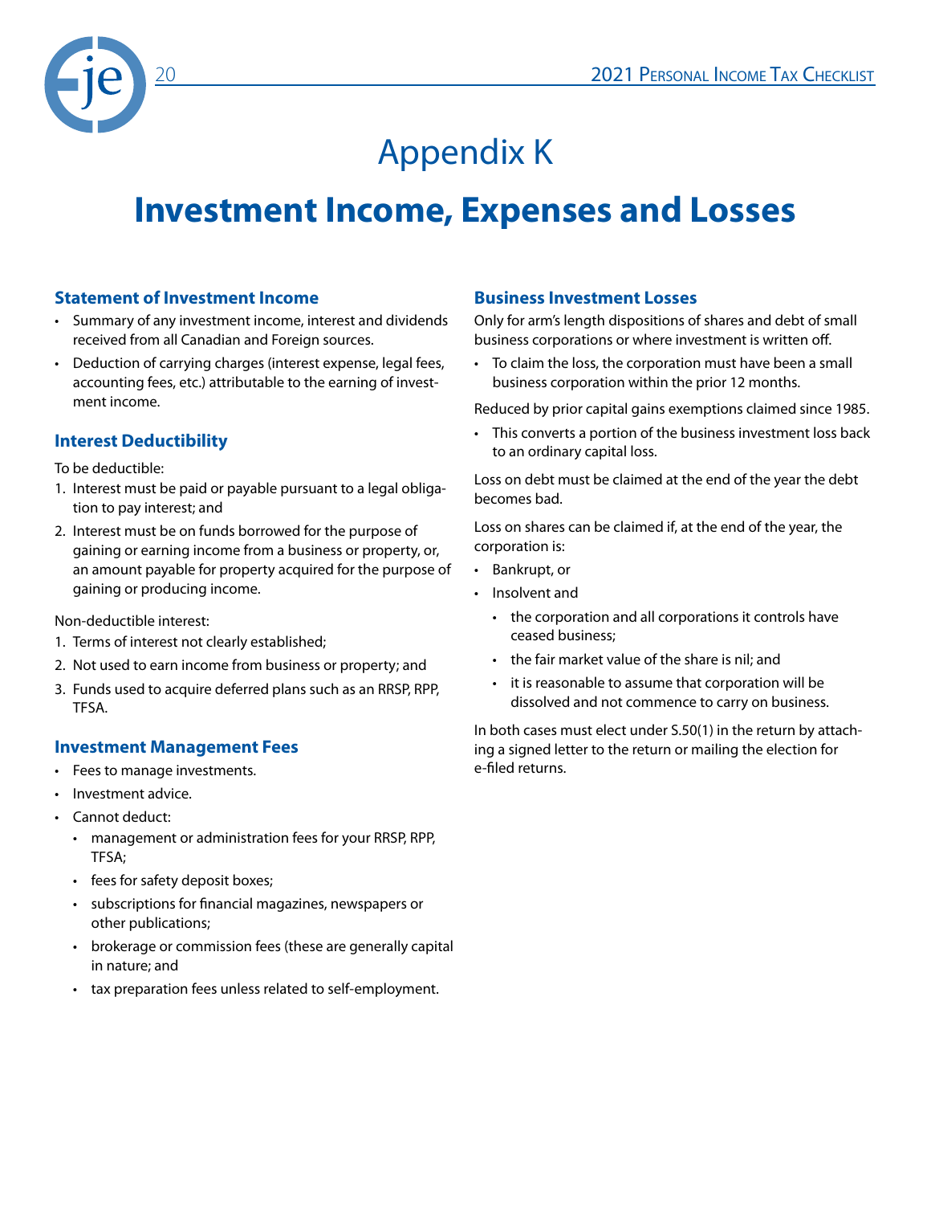# Appendix K

# Investment Income, Expenses and Losses

### Statement of Investment Income

- Summary of any investment income, interest and dividends received from all Canadian and Foreign sources.
- Deduction of carrying charges (interest expense, legal fees, accounting fees, etc.) attributable to the earning of investment income.

### Interest Deductibility

To be deductible:

1. Interest must be paid or payable pursuant to a legal obligation to pay interest; and
2. Interest must be on funds borrowed for the purpose of gaining or earning income from a business or property, or, an amount payable for property acquired for the purpose of gaining or producing income.

Non-deductible interest:

1. Terms of interest not clearly established;
2. Not used to earn income from business or property; and
3. Funds used to acquire deferred plans such as an RRSP, RPP, TFSA.

### Investment Management Fees

- Fees to manage investments.
- Investment advice.
- Cannot deduct:
  - management or administration fees for your RRSP, RPP, TFSA;
  - fees for safety deposit boxes;
  - subscriptions for financial magazines, newspapers or other publications;
  - brokerage or commission fees (these are generally capital in nature; and
  - tax preparation fees unless related to self-employment.

### Business Investment Losses

Only for arm's length dispositions of shares and debt of small business corporations or where investment is written off.

- To claim the loss, the corporation must have been a small business corporation within the prior 12 months.

Reduced by prior capital gains exemptions claimed since 1985.

- This converts a portion of the business investment loss back to an ordinary capital loss.

Loss on debt must be claimed at the end of the year the debt becomes bad.

Loss on shares can be claimed if, at the end of the year, the corporation is:

- Bankrupt, or
- Insolvent and
  - the corporation and all corporations it controls have ceased business;
  - the fair market value of the share is nil; and
  - it is reasonable to assume that corporation will be dissolved and not commence to carry on business.

In both cases must elect under S.50(1) in the return by attaching a signed letter to the return or mailing the election for e-filed returns.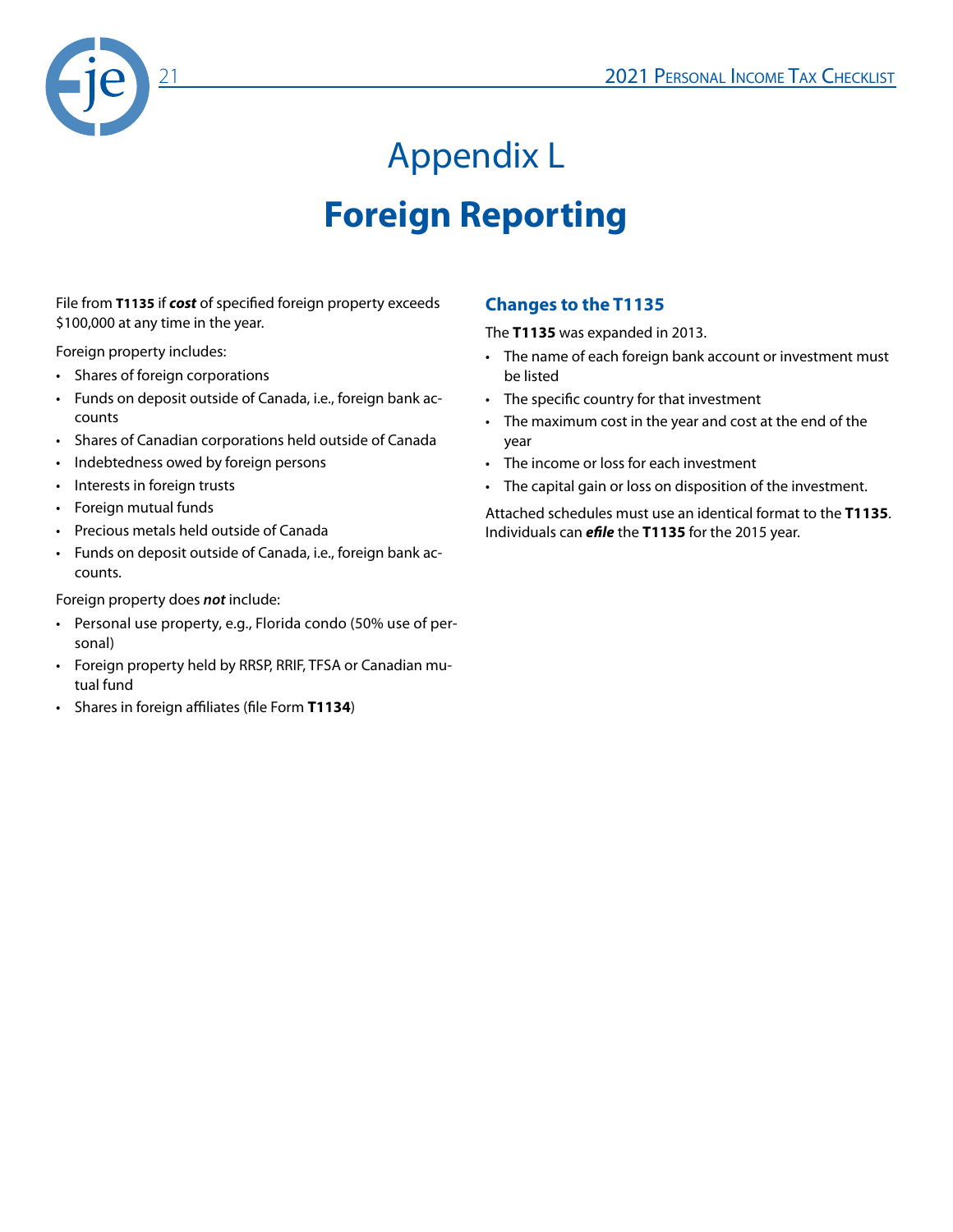# Appendix L

# Foreign Reporting

File from **T1135** if ***cost*** of specified foreign property exceeds $100,000 at any time in the year.

Foreign property includes:

- Shares of foreign corporations
- Funds on deposit outside of Canada, i.e., foreign bank accounts
- Shares of Canadian corporations held outside of Canada
- Indebtedness owed by foreign persons
- Interests in foreign trusts
- Foreign mutual funds
- Precious metals held outside of Canada
- Funds on deposit outside of Canada, i.e., foreign bank accounts.

Foreign property does ***not*** include:

- Personal use property, e.g., Florida condo (50% use of personal)
- Foreign property held by RRSP, RRIF, TFSA or Canadian mutual fund
- Shares in foreign affiliates (file Form **T1134**)

## Changes to the T1135

The **T1135** was expanded in 2013.

- The name of each foreign bank account or investment must be listed
- The specific country for that investment
- The maximum cost in the year and cost at the end of the year
- The income or loss for each investment
- The capital gain or loss on disposition of the investment.

Attached schedules must use an identical format to the **T1135**. Individuals can ***efile*** the **T1135** for the 2015 year.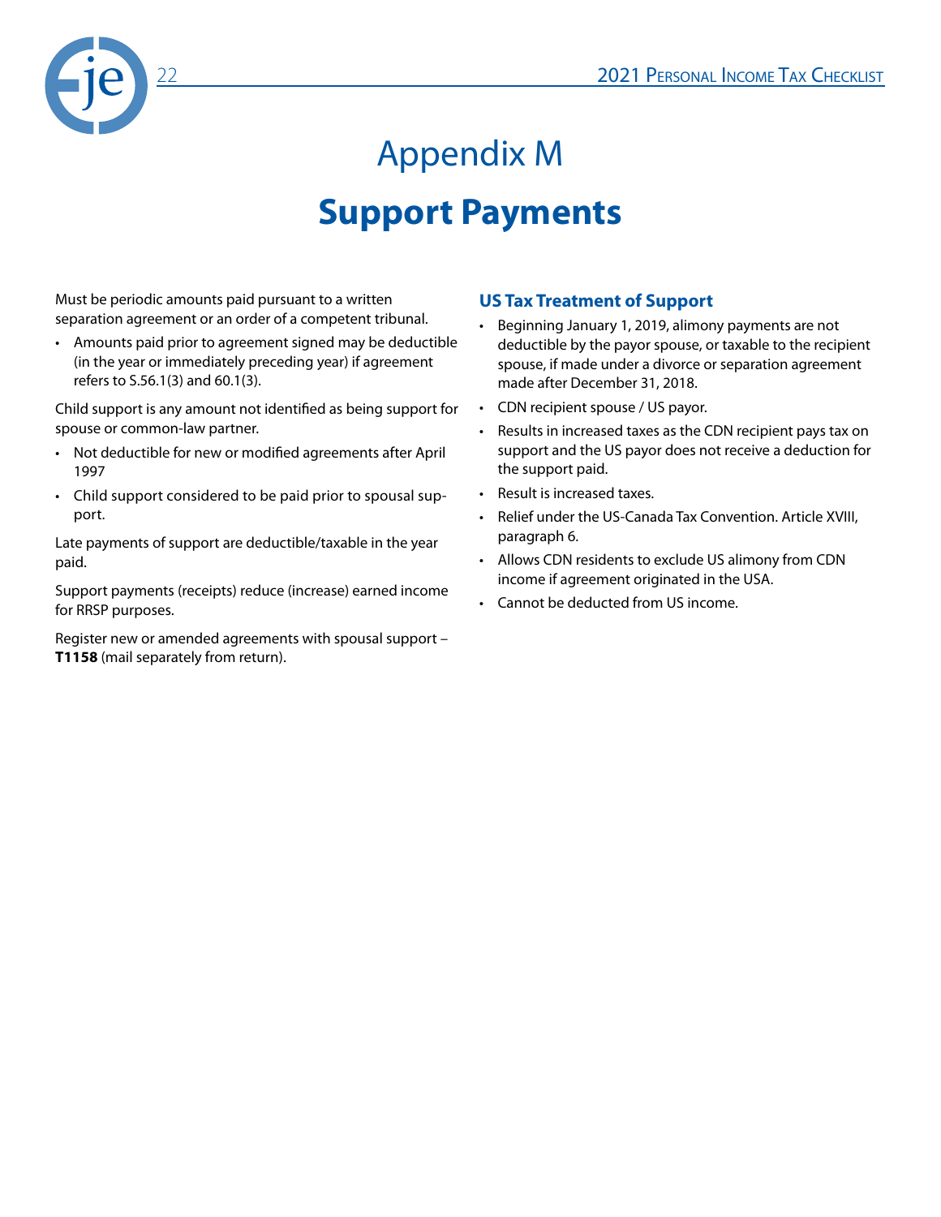# Appendix M

## Support Payments

Must be periodic amounts paid pursuant to a written separation agreement or an order of a competent tribunal.

- Amounts paid prior to agreement signed may be deductible (in the year or immediately preceding year) if agreement refers to S.56.1(3) and 60.1(3).

Child support is any amount not identified as being support for spouse or common-law partner.

- Not deductible for new or modified agreements after April 1997
- Child support considered to be paid prior to spousal support.

Late payments of support are deductible/taxable in the year paid.

Support payments (receipts) reduce (increase) earned income for RRSP purposes.

Register new or amended agreements with spousal support – **T1158** (mail separately from return).

### US Tax Treatment of Support

- Beginning January 1, 2019, alimony payments are not deductible by the payor spouse, or taxable to the recipient spouse, if made under a divorce or separation agreement made after December 31, 2018.
- CDN recipient spouse / US payor.
- Results in increased taxes as the CDN recipient pays tax on support and the US payor does not receive a deduction for the support paid.
- Result is increased taxes.
- Relief under the US-Canada Tax Convention. Article XVIII, paragraph 6.
- Allows CDN residents to exclude US alimony from CDN income if agreement originated in the USA.
- Cannot be deducted from US income.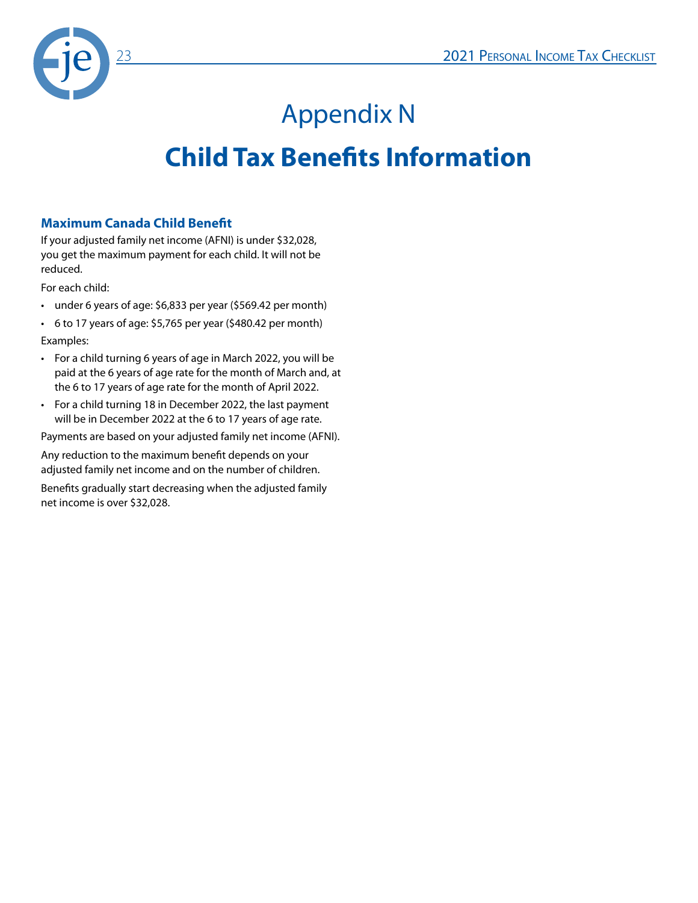# Appendix N

# Child Tax Benefits Information

### Maximum Canada Child Benefit

If your adjusted family net income (AFNI) is under $32,028, you get the maximum payment for each child. It will not be reduced.

For each child:

- under 6 years of age: $6,833 per year ($569.42 per month)
- 6 to 17 years of age: $5,765 per year ($480.42 per month)

Examples:

- For a child turning 6 years of age in March 2022, you will be paid at the 6 years of age rate for the month of March and, at the 6 to 17 years of age rate for the month of April 2022.
- For a child turning 18 in December 2022, the last payment will be in December 2022 at the 6 to 17 years of age rate.

Payments are based on your adjusted family net income (AFNI).

Any reduction to the maximum benefit depends on your adjusted family net income and on the number of children.

Benefits gradually start decreasing when the adjusted family net income is over $32,028.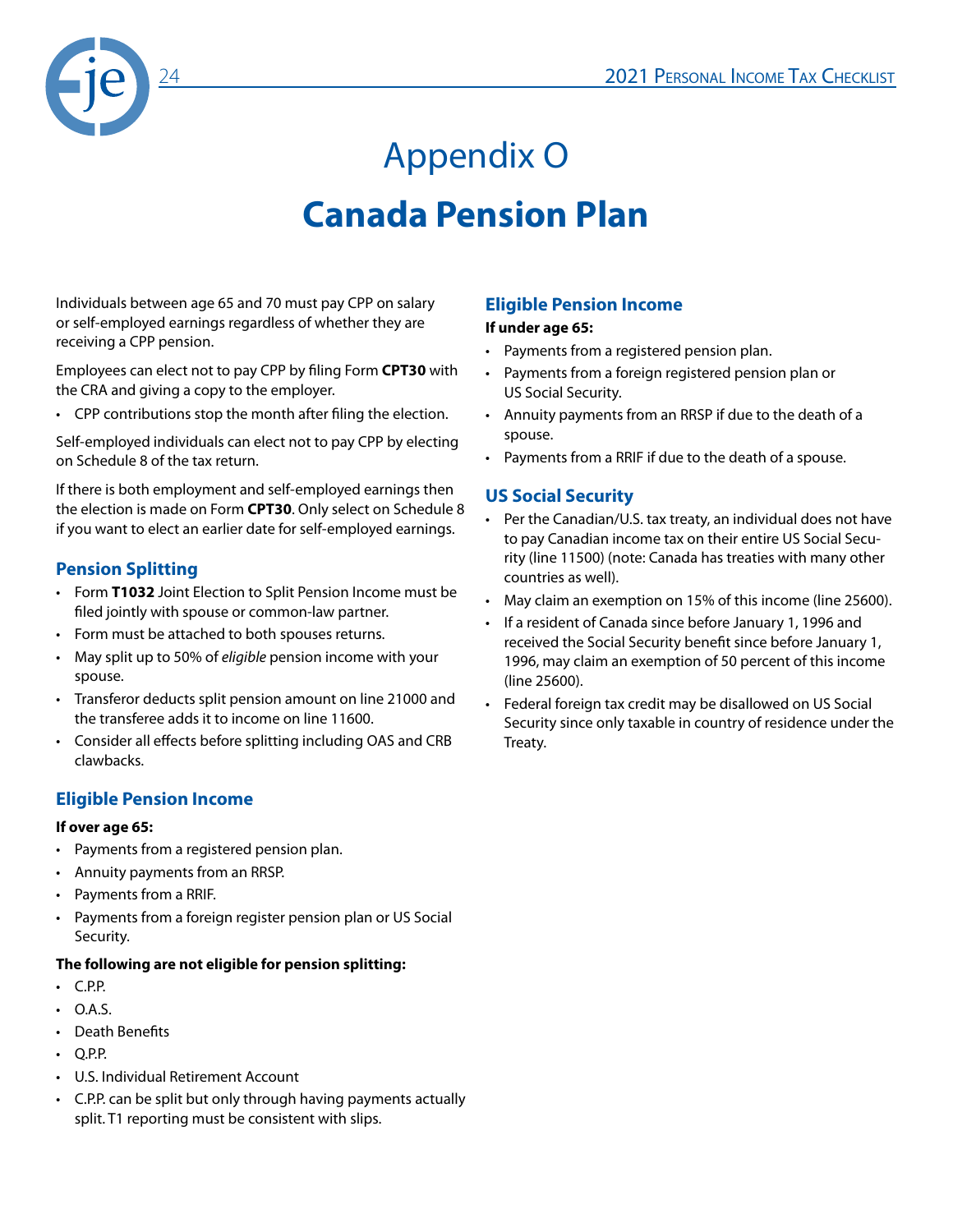# Appendix O

# Canada Pension Plan

Individuals between age 65 and 70 must pay CPP on salary or self-employed earnings regardless of whether they are receiving a CPP pension.

Employees can elect not to pay CPP by filing Form **CPT30** with the CRA and giving a copy to the employer.

- CPP contributions stop the month after filing the election.

Self-employed individuals can elect not to pay CPP by electing on Schedule 8 of the tax return.

If there is both employment and self-employed earnings then the election is made on Form **CPT30**. Only select on Schedule 8 if you want to elect an earlier date for self-employed earnings.

## Pension Splitting

- Form **T1032** Joint Election to Split Pension Income must be filed jointly with spouse or common-law partner.
- Form must be attached to both spouses returns.
- May split up to 50% of *eligible* pension income with your spouse.
- Transferor deducts split pension amount on line 21000 and the transferee adds it to income on line 11600.
- Consider all effects before splitting including OAS and CRB clawbacks.

## Eligible Pension Income

**If over age 65:**

- Payments from a registered pension plan.
- Annuity payments from an RRSP.
- Payments from a RRIF.
- Payments from a foreign register pension plan or US Social Security.

**The following are not eligible for pension splitting:**

- C.P.P.
- O.A.S.
- Death Benefits
- Q.P.P.
- U.S. Individual Retirement Account
- C.P.P. can be split but only through having payments actually split. T1 reporting must be consistent with slips.

## Eligible Pension Income

**If under age 65:**

- Payments from a registered pension plan.
- Payments from a foreign registered pension plan or US Social Security.
- Annuity payments from an RRSP if due to the death of a spouse.
- Payments from a RRIF if due to the death of a spouse.

## US Social Security

- Per the Canadian/U.S. tax treaty, an individual does not have to pay Canadian income tax on their entire US Social Security (line 11500) (note: Canada has treaties with many other countries as well).
- May claim an exemption on 15% of this income (line 25600).
- If a resident of Canada since before January 1, 1996 and received the Social Security benefit since before January 1, 1996, may claim an exemption of 50 percent of this income (line 25600).
- Federal foreign tax credit may be disallowed on US Social Security since only taxable in country of residence under the Treaty.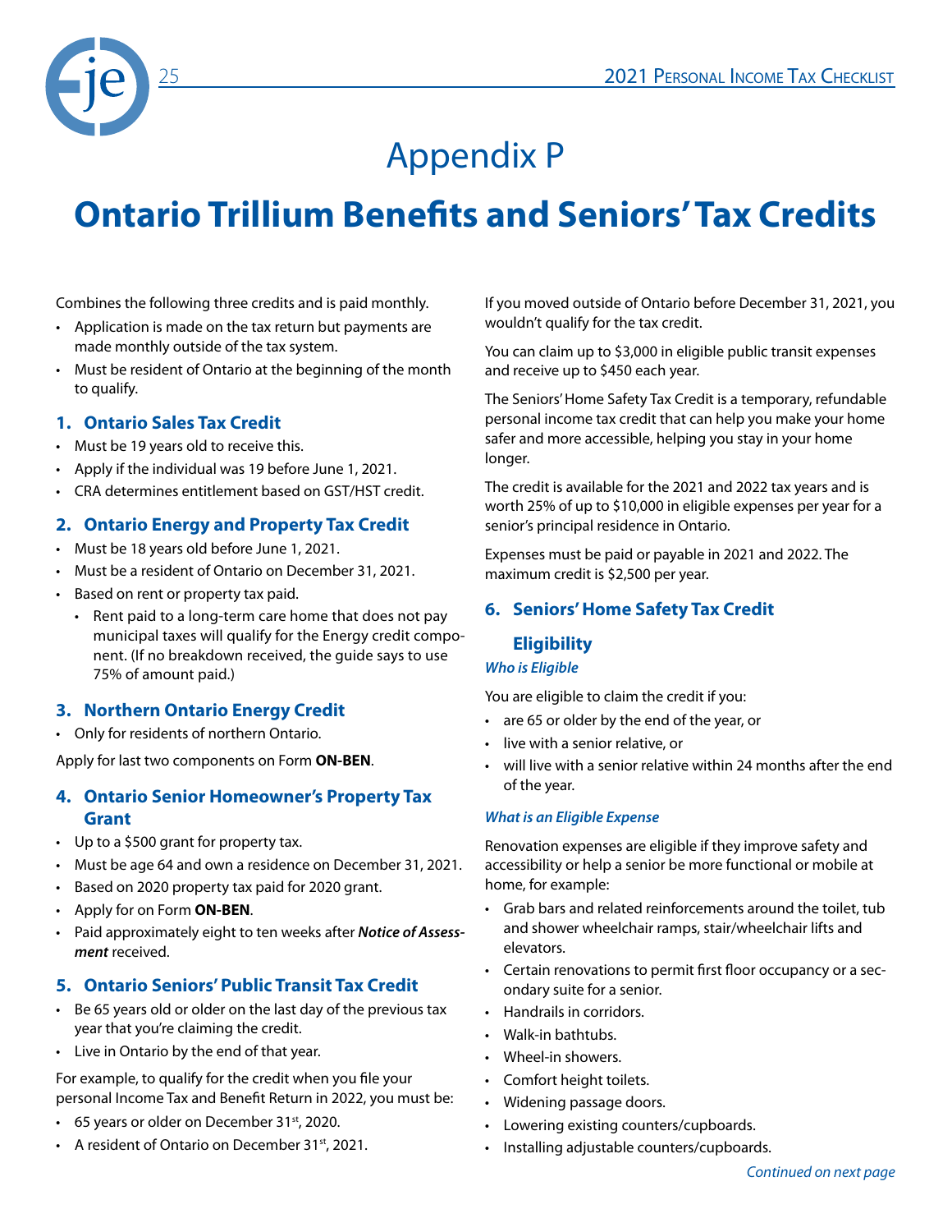# Appendix P

# Ontario Trillium Benefits and Seniors' Tax Credits

Combines the following three credits and is paid monthly.

- Application is made on the tax return but payments are made monthly outside of the tax system.
- Must be resident of Ontario at the beginning of the month to qualify.

## 1. Ontario Sales Tax Credit

- Must be 19 years old to receive this.
- Apply if the individual was 19 before June 1, 2021.
- CRA determines entitlement based on GST/HST credit.

## 2. Ontario Energy and Property Tax Credit

- Must be 18 years old before June 1, 2021.
- Must be a resident of Ontario on December 31, 2021.
- Based on rent or property tax paid.
  - Rent paid to a long-term care home that does not pay municipal taxes will qualify for the Energy credit component. (If no breakdown received, the guide says to use 75% of amount paid.)

## 3. Northern Ontario Energy Credit

- Only for residents of northern Ontario.

Apply for last two components on Form **ON-BEN**.

## 4. Ontario Senior Homeowner's Property Tax Grant

- Up to a $500 grant for property tax.
- Must be age 64 and own a residence on December 31, 2021.
- Based on 2020 property tax paid for 2020 grant.
- Apply for on Form **ON-BEN**.
- Paid approximately eight to ten weeks after ***Notice of Assessment*** received.

## 5. Ontario Seniors' Public Transit Tax Credit

- Be 65 years old or older on the last day of the previous tax year that you're claiming the credit.
- Live in Ontario by the end of that year.

For example, to qualify for the credit when you file your personal Income Tax and Benefit Return in 2022, you must be:

- 65 years or older on December 31st, 2020.
- A resident of Ontario on December 31st, 2021.

If you moved outside of Ontario before December 31, 2021, you wouldn't qualify for the tax credit.

You can claim up to $3,000 in eligible public transit expenses and receive up to $450 each year.

The Seniors' Home Safety Tax Credit is a temporary, refundable personal income tax credit that can help you make your home safer and more accessible, helping you stay in your home longer.

The credit is available for the 2021 and 2022 tax years and is worth 25% of up to $10,000 in eligible expenses per year for a senior's principal residence in Ontario.

Expenses must be paid or payable in 2021 and 2022. The maximum credit is $2,500 per year.

## 6. Seniors' Home Safety Tax Credit

### Eligibility

***Who is Eligible***

You are eligible to claim the credit if you:

- are 65 or older by the end of the year, or
- live with a senior relative, or
- will live with a senior relative within 24 months after the end of the year.

***What is an Eligible Expense***

Renovation expenses are eligible if they improve safety and accessibility or help a senior be more functional or mobile at home, for example:

- Grab bars and related reinforcements around the toilet, tub and shower wheelchair ramps, stair/wheelchair lifts and elevators.
- Certain renovations to permit first floor occupancy or a secondary suite for a senior.
- Handrails in corridors.
- Walk-in bathtubs.
- Wheel-in showers.
- Comfort height toilets.
- Widening passage doors.
- Lowering existing counters/cupboards.
- Installing adjustable counters/cupboards.

*Continued on next page*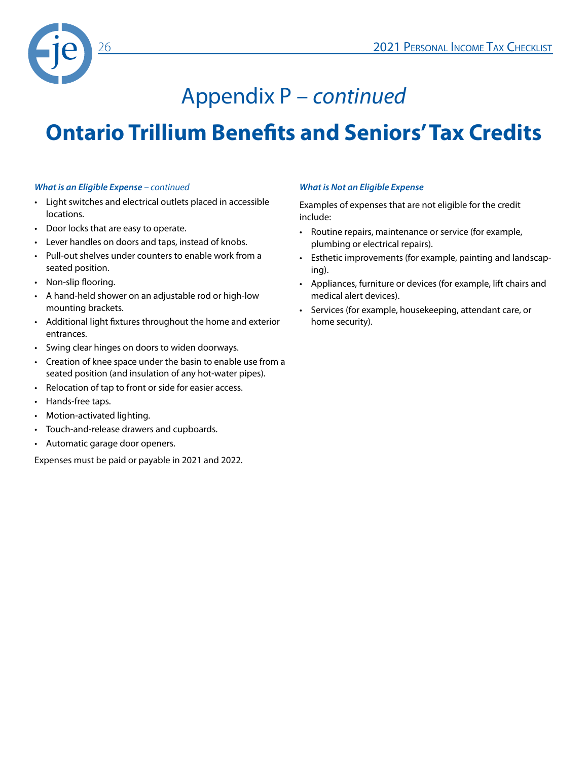# Appendix P – *continued*

# Ontario Trillium Benefits and Seniors' Tax Credits

***What is an Eligible Expense – continued***

- Light switches and electrical outlets placed in accessible locations.
- Door locks that are easy to operate.
- Lever handles on doors and taps, instead of knobs.
- Pull-out shelves under counters to enable work from a seated position.
- Non-slip flooring.
- A hand-held shower on an adjustable rod or high-low mounting brackets.
- Additional light fixtures throughout the home and exterior entrances.
- Swing clear hinges on doors to widen doorways.
- Creation of knee space under the basin to enable use from a seated position (and insulation of any hot-water pipes).
- Relocation of tap to front or side for easier access.
- Hands-free taps.
- Motion-activated lighting.
- Touch-and-release drawers and cupboards.
- Automatic garage door openers.

Expenses must be paid or payable in 2021 and 2022.

***What is Not an Eligible Expense***

Examples of expenses that are not eligible for the credit include:

- Routine repairs, maintenance or service (for example, plumbing or electrical repairs).
- Esthetic improvements (for example, painting and landscaping).
- Appliances, furniture or devices (for example, lift chairs and medical alert devices).
- Services (for example, housekeeping, attendant care, or home security).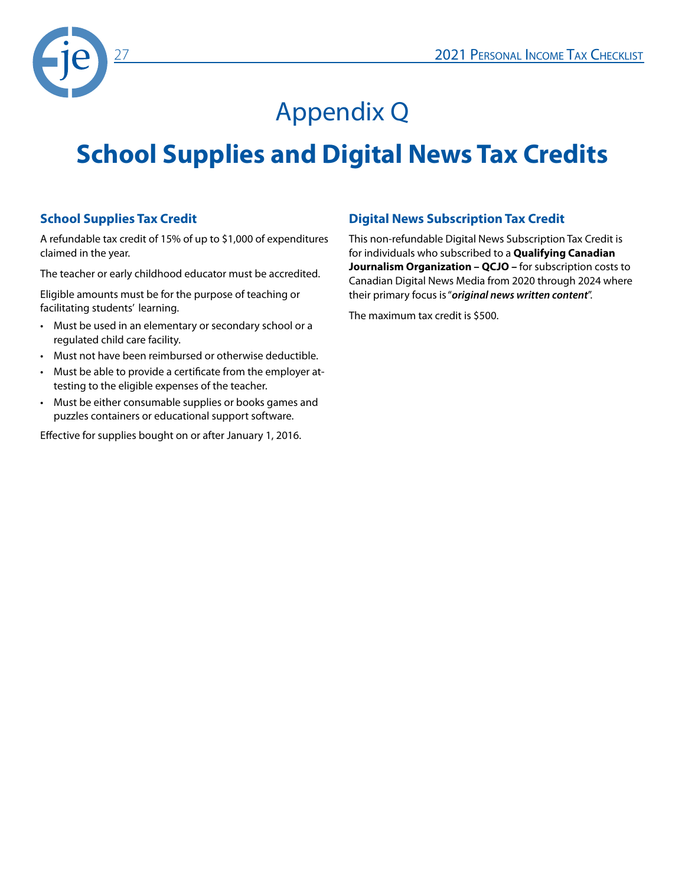# Appendix Q

# School Supplies and Digital News Tax Credits

### School Supplies Tax Credit

A refundable tax credit of 15% of up to $1,000 of expenditures claimed in the year.

The teacher or early childhood educator must be accredited.

Eligible amounts must be for the purpose of teaching or facilitating students' learning.

- Must be used in an elementary or secondary school or a regulated child care facility.
- Must not have been reimbursed or otherwise deductible.
- Must be able to provide a certificate from the employer attesting to the eligible expenses of the teacher.
- Must be either consumable supplies or books games and puzzles containers or educational support software.

Effective for supplies bought on or after January 1, 2016.

### Digital News Subscription Tax Credit

This non-refundable Digital News Subscription Tax Credit is for individuals who subscribed to a **Qualifying Canadian Journalism Organization – QCJO –** for subscription costs to Canadian Digital News Media from 2020 through 2024 where their primary focus is "***original news written content***".

The maximum tax credit is $500.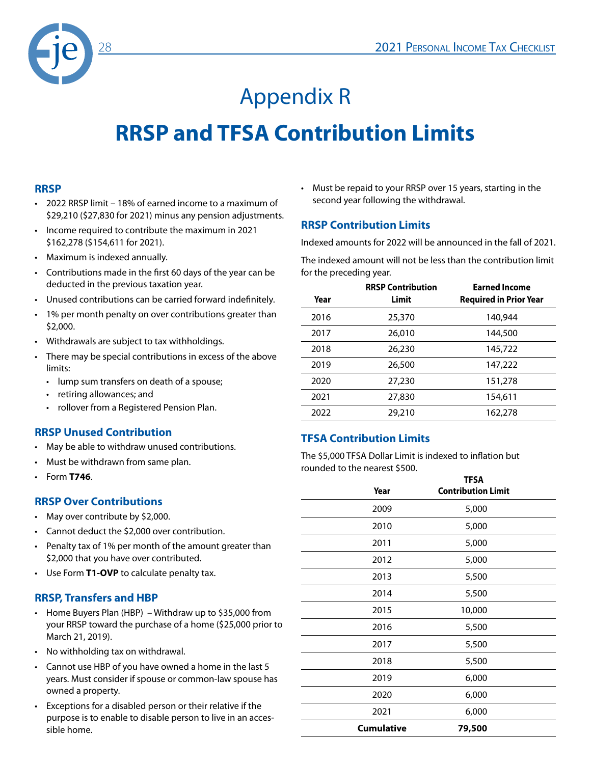# Appendix R

# RRSP and TFSA Contribution Limits

## RRSP

- 2022 RRSP limit – 18% of earned income to a maximum of $29,210 ($27,830 for 2021) minus any pension adjustments.
- Income required to contribute the maximum in 2021 $162,278 ($154,611 for 2021).
- Maximum is indexed annually.
- Contributions made in the first 60 days of the year can be deducted in the previous taxation year.
- Unused contributions can be carried forward indefinitely.
- 1% per month penalty on over contributions greater than $2,000.
- Withdrawals are subject to tax withholdings.
- There may be special contributions in excess of the above limits:
  - lump sum transfers on death of a spouse;
  - retiring allowances; and
  - rollover from a Registered Pension Plan.

## RRSP Unused Contribution

- May be able to withdraw unused contributions.
- Must be withdrawn from same plan.
- Form **T746**.

## RRSP Over Contributions

- May over contribute by $2,000.
- Cannot deduct the $2,000 over contribution.
- Penalty tax of 1% per month of the amount greater than $2,000 that you have over contributed.
- Use Form **T1-OVP** to calculate penalty tax.

## RRSP, Transfers and HBP

- Home Buyers Plan (HBP) – Withdraw up to $35,000 from your RRSP toward the purchase of a home ($25,000 prior to March 21, 2019).
- No withholding tax on withdrawal.
- Cannot use HBP of you have owned a home in the last 5 years. Must consider if spouse or common-law spouse has owned a property.
- Exceptions for a disabled person or their relative if the purpose is to enable to disable person to live in an accessible home.
- Must be repaid to your RRSP over 15 years, starting in the second year following the withdrawal.

## RRSP Contribution Limits

Indexed amounts for 2022 will be announced in the fall of 2021.

The indexed amount will not be less than the contribution limit for the preceding year.

| Year | RRSP Contribution Limit | Earned Income Required in Prior Year |
|---|---|---|
| 2016 | 25,370 | 140,944 |
| 2017 | 26,010 | 144,500 |
| 2018 | 26,230 | 145,722 |
| 2019 | 26,500 | 147,222 |
| 2020 | 27,230 | 151,278 |
| 2021 | 27,830 | 154,611 |
| 2022 | 29,210 | 162,278 |

## TFSA Contribution Limits

The $5,000 TFSA Dollar Limit is indexed to inflation but rounded to the nearest $500.

| Year | TFSA Contribution Limit |
|---|---|
| 2009 | 5,000 |
| 2010 | 5,000 |
| 2011 | 5,000 |
| 2012 | 5,000 |
| 2013 | 5,500 |
| 2014 | 5,500 |
| 2015 | 10,000 |
| 2016 | 5,500 |
| 2017 | 5,500 |
| 2018 | 5,500 |
| 2019 | 6,000 |
| 2020 | 6,000 |
| 2021 | 6,000 |
| **Cumulative** | **79,500** |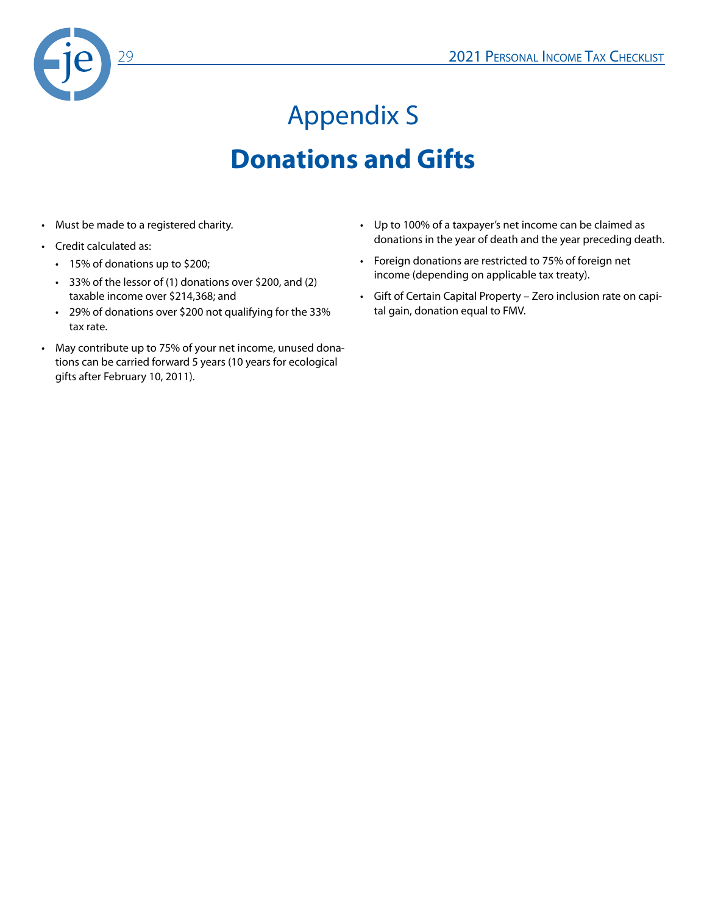# Appendix S

## Donations and Gifts

- Must be made to a registered charity.
- Credit calculated as:
  - 15% of donations up to $200;
  - 33% of the lessor of (1) donations over $200, and (2) taxable income over $214,368; and
  - 29% of donations over $200 not qualifying for the 33% tax rate.
- May contribute up to 75% of your net income, unused donations can be carried forward 5 years (10 years for ecological gifts after February 10, 2011).
- Up to 100% of a taxpayer's net income can be claimed as donations in the year of death and the year preceding death.
- Foreign donations are restricted to 75% of foreign net income (depending on applicable tax treaty).
- Gift of Certain Capital Property – Zero inclusion rate on capital gain, donation equal to FMV.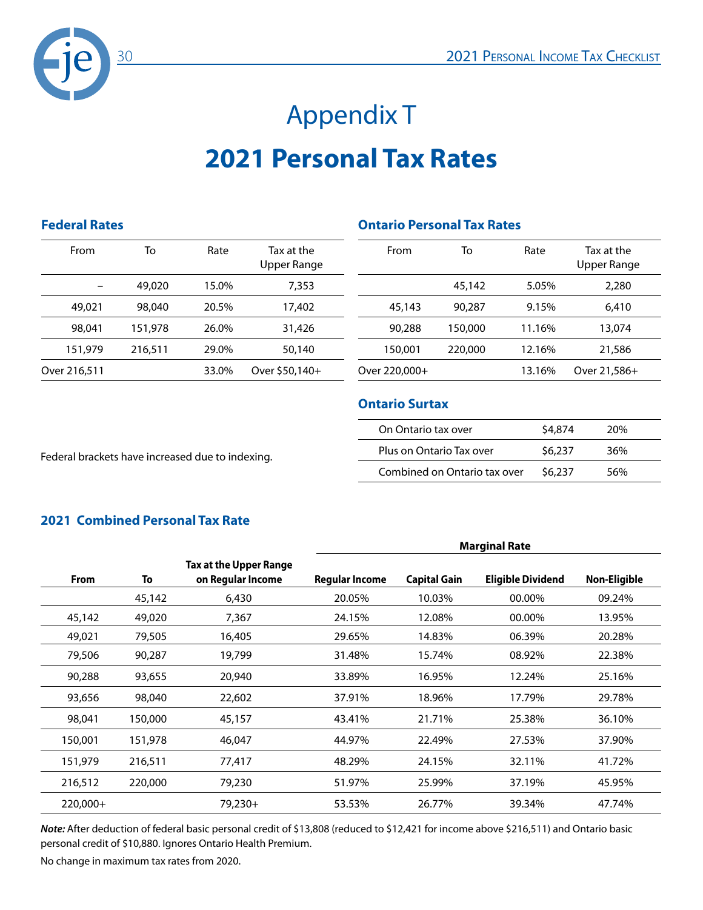# Appendix T

# 2021 Personal Tax Rates

### Federal Rates

| From | To | Rate | Tax at the Upper Range |
|---|---|---|---|
| – | 49,020 | 15.0% | 7,353 |
| 49,021 | 98,040 | 20.5% | 17,402 |
| 98,041 | 151,978 | 26.0% | 31,426 |
| 151,979 | 216,511 | 29.0% | 50,140 |
| Over 216,511 | | 33.0% | Over $50,140+ |

Federal brackets have increased due to indexing.

### Ontario Personal Tax Rates

| From | To | Rate | Tax at the Upper Range |
|---|---|---|---|
| | 45,142 | 5.05% | 2,280 |
| 45,143 | 90,287 | 9.15% | 6,410 |
| 90,288 | 150,000 | 11.16% | 13,074 |
| 150,001 | 220,000 | 12.16% | 21,586 |
| Over 220,000+ | | 13.16% | Over 21,586+ |

### Ontario Surtax

| | | |
|---|---|---|
| On Ontario tax over | $4,874 | 20% |
| Plus on Ontario Tax over | $6,237 | 36% |
| Combined on Ontario tax over | $6,237 | 56% |

### 2021 Combined Personal Tax Rate

| | | | Marginal Rate | | | |
|---|---|---|---|---|---|---|
| **From** | **To** | **Tax at the Upper Range on Regular Income** | **Regular Income** | **Capital Gain** | **Eligible Dividend** | **Non-Eligible** |
| | 45,142 | 6,430 | 20.05% | 10.03% | 00.00% | 09.24% |
| 45,142 | 49,020 | 7,367 | 24.15% | 12.08% | 00.00% | 13.95% |
| 49,021 | 79,505 | 16,405 | 29.65% | 14.83% | 06.39% | 20.28% |
| 79,506 | 90,287 | 19,799 | 31.48% | 15.74% | 08.92% | 22.38% |
| 90,288 | 93,655 | 20,940 | 33.89% | 16.95% | 12.24% | 25.16% |
| 93,656 | 98,040 | 22,602 | 37.91% | 18.96% | 17.79% | 29.78% |
| 98,041 | 150,000 | 45,157 | 43.41% | 21.71% | 25.38% | 36.10% |
| 150,001 | 151,978 | 46,047 | 44.97% | 22.49% | 27.53% | 37.90% |
| 151,979 | 216,511 | 77,417 | 48.29% | 24.15% | 32.11% | 41.72% |
| 216,512 | 220,000 | 79,230 | 51.97% | 25.99% | 37.19% | 45.95% |
| 220,000+ | | 79,230+ | 53.53% | 26.77% | 39.34% | 47.74% |

***Note:*** After deduction of federal basic personal credit of $13,808 (reduced to $12,421 for income above $216,511) and Ontario basic personal credit of $10,880. Ignores Ontario Health Premium.

No change in maximum tax rates from 2020.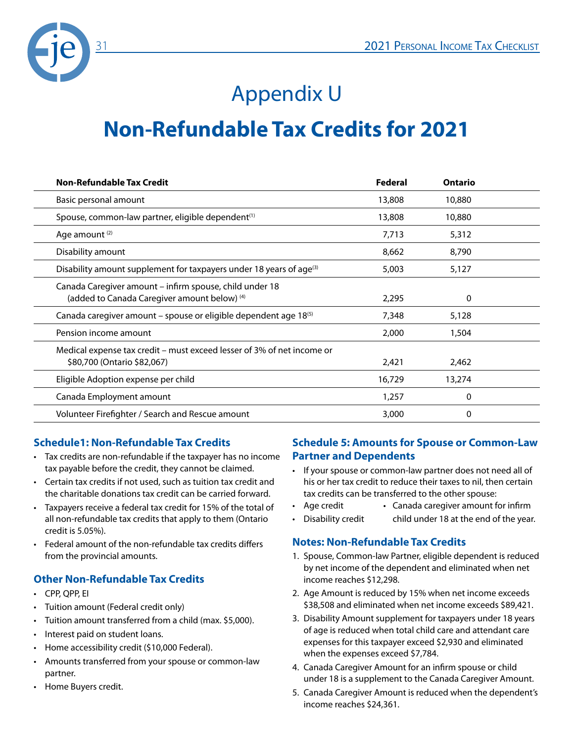# Appendix U

# Non-Refundable Tax Credits for 2021

| Non-Refundable Tax Credit | Federal | Ontario |
|---|---|---|
| Basic personal amount | 13,808 | 10,880 |
| Spouse, common-law partner, eligible dependent[1] | 13,808 | 10,880 |
| Age amount [2] | 7,713 | 5,312 |
| Disability amount | 8,662 | 8,790 |
| Disability amount supplement for taxpayers under 18 years of age[3] | 5,003 | 5,127 |
| Canada Caregiver amount – infirm spouse, child under 18 (added to Canada Caregiver amount below) [4] | 2,295 | 0 |
| Canada caregiver amount – spouse or eligible dependent age 18[5] | 7,348 | 5,128 |
| Pension income amount | 2,000 | 1,504 |
| Medical expense tax credit – must exceed lesser of 3% of net income or $80,700 (Ontario $82,067) | 2,421 | 2,462 |
| Eligible Adoption expense per child | 16,729 | 13,274 |
| Canada Employment amount | 1,257 | 0 |
| Volunteer Firefighter / Search and Rescue amount | 3,000 | 0 |

### Schedule1: Non-Refundable Tax Credits

- Tax credits are non-refundable if the taxpayer has no income tax payable before the credit, they cannot be claimed.
- Certain tax credits if not used, such as tuition tax credit and the charitable donations tax credit can be carried forward.
- Taxpayers receive a federal tax credit for 15% of the total of all non-refundable tax credits that apply to them (Ontario credit is 5.05%).
- Federal amount of the non-refundable tax credits differs from the provincial amounts.

### Other Non-Refundable Tax Credits

- CPP, QPP, EI
- Tuition amount (Federal credit only)
- Tuition amount transferred from a child (max. $5,000).
- Interest paid on student loans.
- Home accessibility credit ($10,000 Federal).
- Amounts transferred from your spouse or common-law partner.
- Home Buyers credit.

### Schedule 5: Amounts for Spouse or Common-Law Partner and Dependents

- If your spouse or common-law partner does not need all of his or her tax credit to reduce their taxes to nil, then certain tax credits can be transferred to the other spouse:
- Age credit
- Disability credit
- Canada caregiver amount for infirm child under 18 at the end of the year.

### Notes: Non-Refundable Tax Credits

1. Spouse, Common-law Partner, eligible dependent is reduced by net income of the dependent and eliminated when net income reaches $12,298.
2. Age Amount is reduced by 15% when net income exceeds $38,508 and eliminated when net income exceeds $89,421.
3. Disability Amount supplement for taxpayers under 18 years of age is reduced when total child care and attendant care expenses for this taxpayer exceed $2,930 and eliminated when the expenses exceed $7,784.
4. Canada Caregiver Amount for an infirm spouse or child under 18 is a supplement to the Canada Caregiver Amount.
5. Canada Caregiver Amount is reduced when the dependent's income reaches $24,361.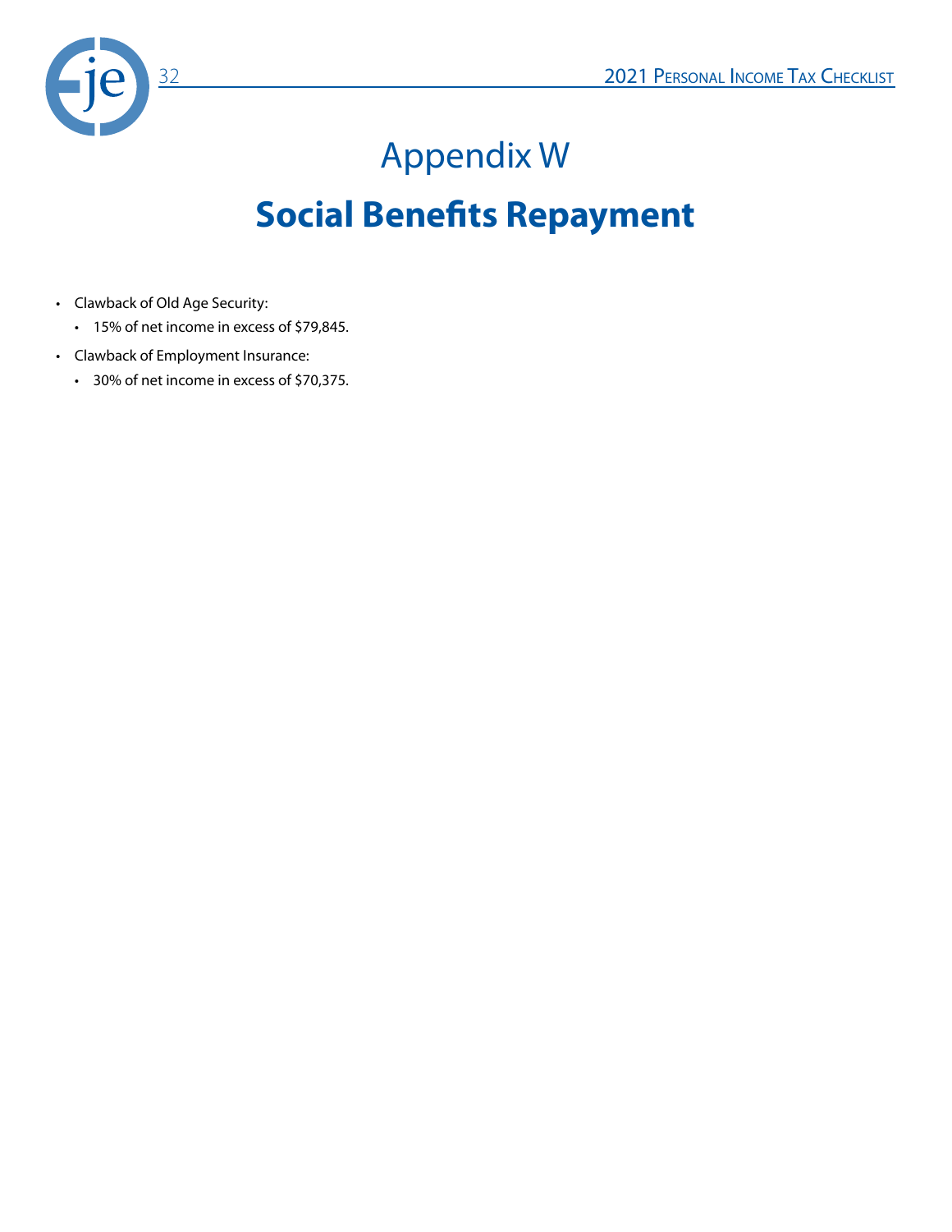# Appendix W

## Social Benefits Repayment

- Clawback of Old Age Security:
  - 15% of net income in excess of $79,845.
- Clawback of Employment Insurance:
  - 30% of net income in excess of $70,375.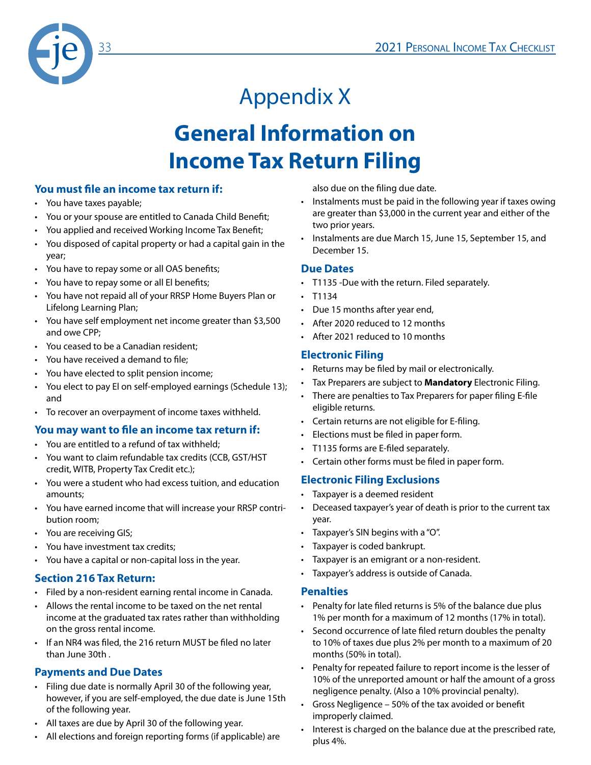# Appendix X

# General Information on Income Tax Return Filing

### You must file an income tax return if:

- You have taxes payable;
- You or your spouse are entitled to Canada Child Benefit;
- You applied and received Working Income Tax Benefit;
- You disposed of capital property or had a capital gain in the year;
- You have to repay some or all OAS benefits;
- You have to repay some or all EI benefits;
- You have not repaid all of your RRSP Home Buyers Plan or Lifelong Learning Plan;
- You have self employment net income greater than $3,500 and owe CPP;
- You ceased to be a Canadian resident;
- You have received a demand to file;
- You have elected to split pension income;
- You elect to pay EI on self-employed earnings (Schedule 13); and
- To recover an overpayment of income taxes withheld.

### You may want to file an income tax return if:

- You are entitled to a refund of tax withheld;
- You want to claim refundable tax credits (CCB, GST/HST credit, WITB, Property Tax Credit etc.);
- You were a student who had excess tuition, and education amounts;
- You have earned income that will increase your RRSP contribution room;
- You are receiving GIS;
- You have investment tax credits;
- You have a capital or non-capital loss in the year.

### Section 216 Tax Return:

- Filed by a non-resident earning rental income in Canada.
- Allows the rental income to be taxed on the net rental income at the graduated tax rates rather than withholding on the gross rental income.
- If an NR4 was filed, the 216 return MUST be filed no later than June 30th .

### Payments and Due Dates

- Filing due date is normally April 30 of the following year, however, if you are self-employed, the due date is June 15th of the following year.
- All taxes are due by April 30 of the following year.
- All elections and foreign reporting forms (if applicable) are also due on the filing due date.
- Instalments must be paid in the following year if taxes owing are greater than $3,000 in the current year and either of the two prior years.
- Instalments are due March 15, June 15, September 15, and December 15.

### Due Dates

- T1135 -Due with the return. Filed separately.
- T1134
- Due 15 months after year end,
- After 2020 reduced to 12 months
- After 2021 reduced to 10 months

### Electronic Filing

- Returns may be filed by mail or electronically.
- Tax Preparers are subject to **Mandatory** Electronic Filing.
- There are penalties to Tax Preparers for paper filing E-file eligible returns.
- Certain returns are not eligible for E-filing.
- Elections must be filed in paper form.
- T1135 forms are E-filed separately.
- Certain other forms must be filed in paper form.

### Electronic Filing Exclusions

- Taxpayer is a deemed resident
- Deceased taxpayer's year of death is prior to the current tax year.
- Taxpayer's SIN begins with a "O".
- Taxpayer is coded bankrupt.
- Taxpayer is an emigrant or a non-resident.
- Taxpayer's address is outside of Canada.

### Penalties

- Penalty for late filed returns is 5% of the balance due plus 1% per month for a maximum of 12 months (17% in total).
- Second occurrence of late filed return doubles the penalty to 10% of taxes due plus 2% per month to a maximum of 20 months (50% in total).
- Penalty for repeated failure to report income is the lesser of 10% of the unreported amount or half the amount of a gross negligence penalty. (Also a 10% provincial penalty).
- Gross Negligence – 50% of the tax avoided or benefit improperly claimed.
- Interest is charged on the balance due at the prescribed rate, plus 4%.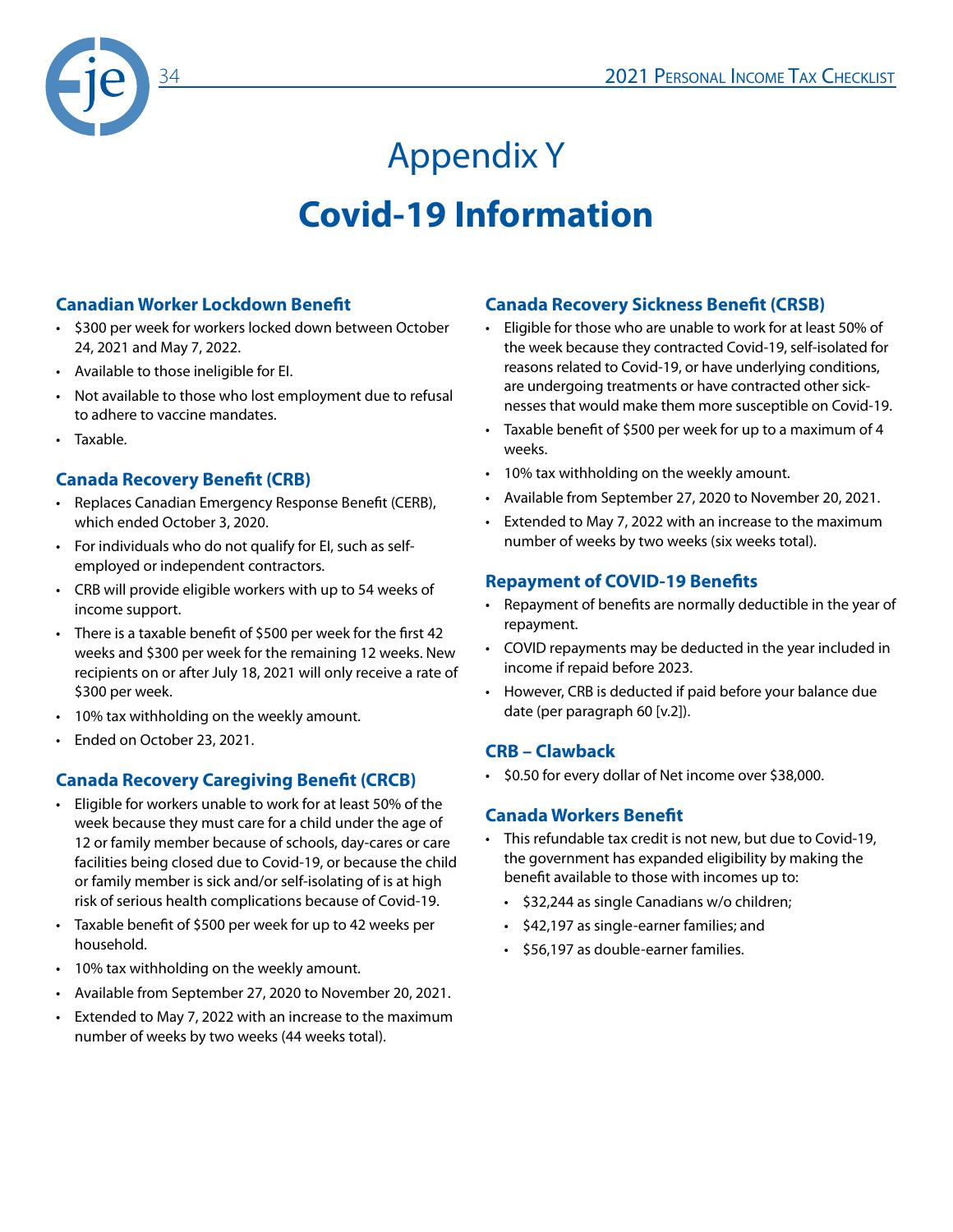# Appendix Y

# Covid-19 Information

### Canadian Worker Lockdown Benefit

- $300 per week for workers locked down between October 24, 2021 and May 7, 2022.
- Available to those ineligible for EI.
- Not available to those who lost employment due to refusal to adhere to vaccine mandates.
- Taxable.

### Canada Recovery Benefit (CRB)

- Replaces Canadian Emergency Response Benefit (CERB), which ended October 3, 2020.
- For individuals who do not qualify for EI, such as self-employed or independent contractors.
- CRB will provide eligible workers with up to 54 weeks of income support.
- There is a taxable benefit of $500 per week for the first 42 weeks and $300 per week for the remaining 12 weeks. New recipients on or after July 18, 2021 will only receive a rate of $300 per week.
- 10% tax withholding on the weekly amount.
- Ended on October 23, 2021.

### Canada Recovery Caregiving Benefit (CRCB)

- Eligible for workers unable to work for at least 50% of the week because they must care for a child under the age of 12 or family member because of schools, day-cares or care facilities being closed due to Covid-19, or because the child or family member is sick and/or self-isolating of is at high risk of serious health complications because of Covid-19.
- Taxable benefit of $500 per week for up to 42 weeks per household.
- 10% tax withholding on the weekly amount.
- Available from September 27, 2020 to November 20, 2021.
- Extended to May 7, 2022 with an increase to the maximum number of weeks by two weeks (44 weeks total).

### Canada Recovery Sickness Benefit (CRSB)

- Eligible for those who are unable to work for at least 50% of the week because they contracted Covid-19, self-isolated for reasons related to Covid-19, or have underlying conditions, are undergoing treatments or have contracted other sicknesses that would make them more susceptible on Covid-19.
- Taxable benefit of $500 per week for up to a maximum of 4 weeks.
- 10% tax withholding on the weekly amount.
- Available from September 27, 2020 to November 20, 2021.
- Extended to May 7, 2022 with an increase to the maximum number of weeks by two weeks (six weeks total).

### Repayment of COVID-19 Benefits

- Repayment of benefits are normally deductible in the year of repayment.
- COVID repayments may be deducted in the year included in income if repaid before 2023.
- However, CRB is deducted if paid before your balance due date (per paragraph 60 [v.2]).

### CRB – Clawback

- $0.50 for every dollar of Net income over $38,000.

### Canada Workers Benefit

- This refundable tax credit is not new, but due to Covid-19, the government has expanded eligibility by making the benefit available to those with incomes up to:
  - $32,244 as single Canadians w/o children;
  - $42,197 as single-earner families; and
  - $56,197 as double-earner families.